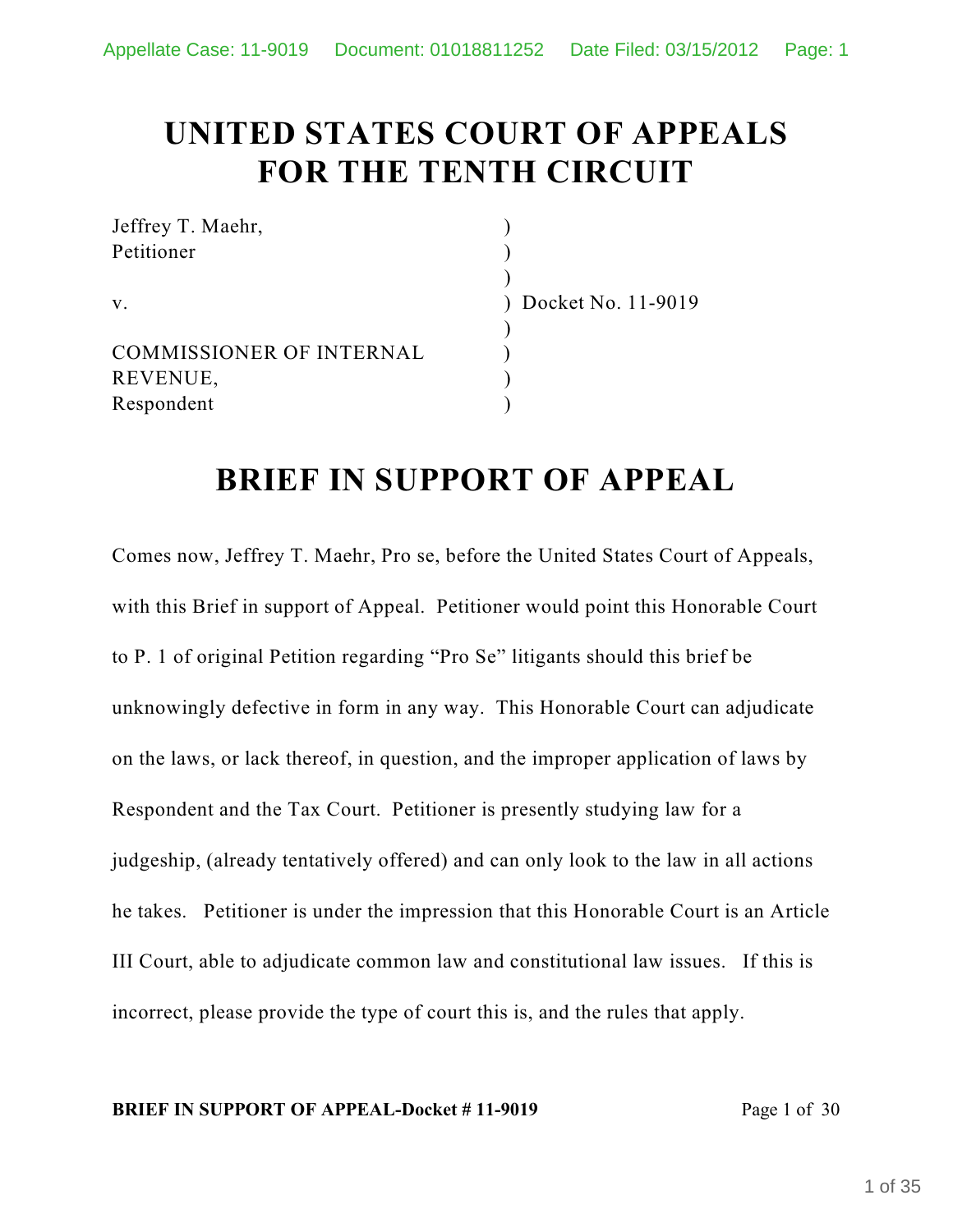# UNITED STATES COURT OF APPEALS FOR THE TENTH CIRCUIT

| | | |
|---|---|---|
| Jeffrey T. Maehr, | ) | |
| Petitioner | ) | |
| | ) | |
| v. | ) | Docket No. 11-9019 |
| | ) | |
| COMMISSIONER OF INTERNAL | ) | |
| REVENUE, | ) | |
| Respondent | ) | |

# BRIEF IN SUPPORT OF APPEAL

Comes now, Jeffrey T. Maehr, Pro se, before the United States Court of Appeals, with this Brief in support of Appeal. Petitioner would point this Honorable Court to P. 1 of original Petition regarding "Pro Se" litigants should this brief be unknowingly defective in form in any way. This Honorable Court can adjudicate on the laws, or lack thereof, in question, and the improper application of laws by Respondent and the Tax Court. Petitioner is presently studying law for a judgeship, (already tentatively offered) and can only look to the law in all actions he takes. Petitioner is under the impression that this Honorable Court is an Article III Court, able to adjudicate common law and constitutional law issues. If this is incorrect, please provide the type of court this is, and the rules that apply.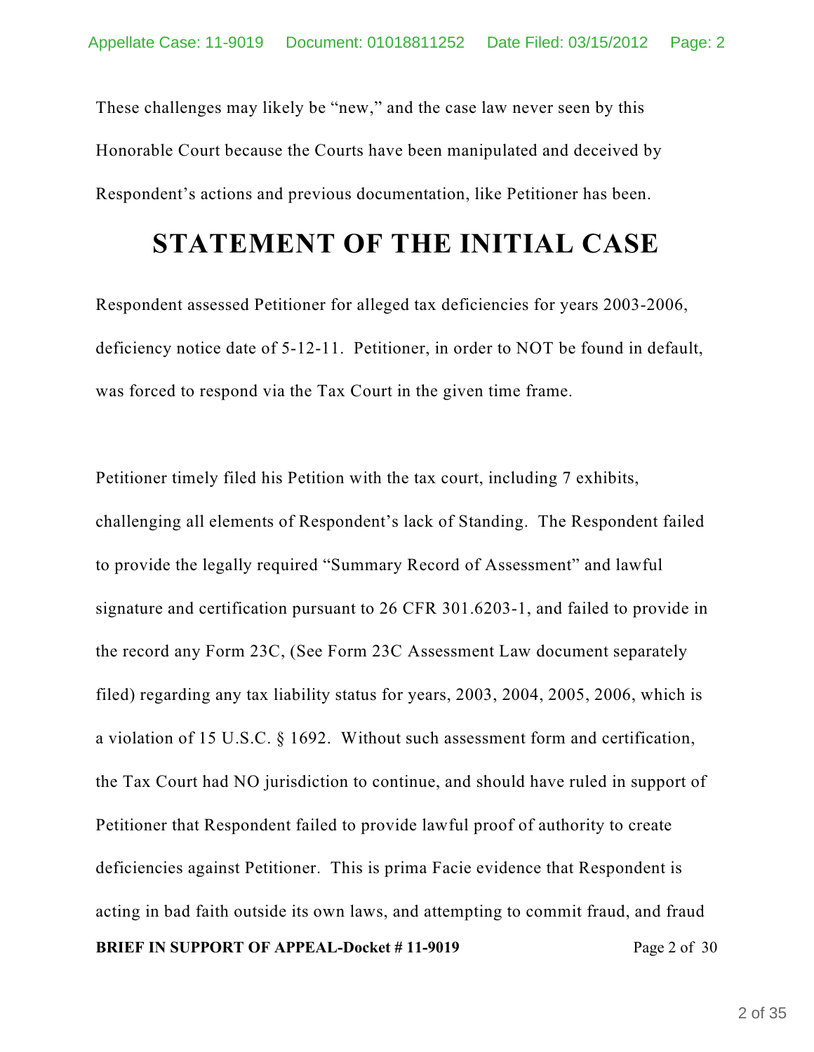These challenges may likely be "new," and the case law never seen by this Honorable Court because the Courts have been manipulated and deceived by Respondent's actions and previous documentation, like Petitioner has been.

# STATEMENT OF THE INITIAL CASE

Respondent assessed Petitioner for alleged tax deficiencies for years 2003-2006, deficiency notice date of 5-12-11. Petitioner, in order to NOT be found in default, was forced to respond via the Tax Court in the given time frame.

Petitioner timely filed his Petition with the tax court, including 7 exhibits, challenging all elements of Respondent's lack of Standing. The Respondent failed to provide the legally required "Summary Record of Assessment" and lawful signature and certification pursuant to 26 CFR 301.6203-1, and failed to provide in the record any Form 23C, (See Form 23C Assessment Law document separately filed) regarding any tax liability status for years, 2003, 2004, 2005, 2006, which is a violation of 15 U.S.C. § 1692. Without such assessment form and certification, the Tax Court had NO jurisdiction to continue, and should have ruled in support of Petitioner that Respondent failed to provide lawful proof of authority to create deficiencies against Petitioner. This is prima Facie evidence that Respondent is acting in bad faith outside its own laws, and attempting to commit fraud, and fraud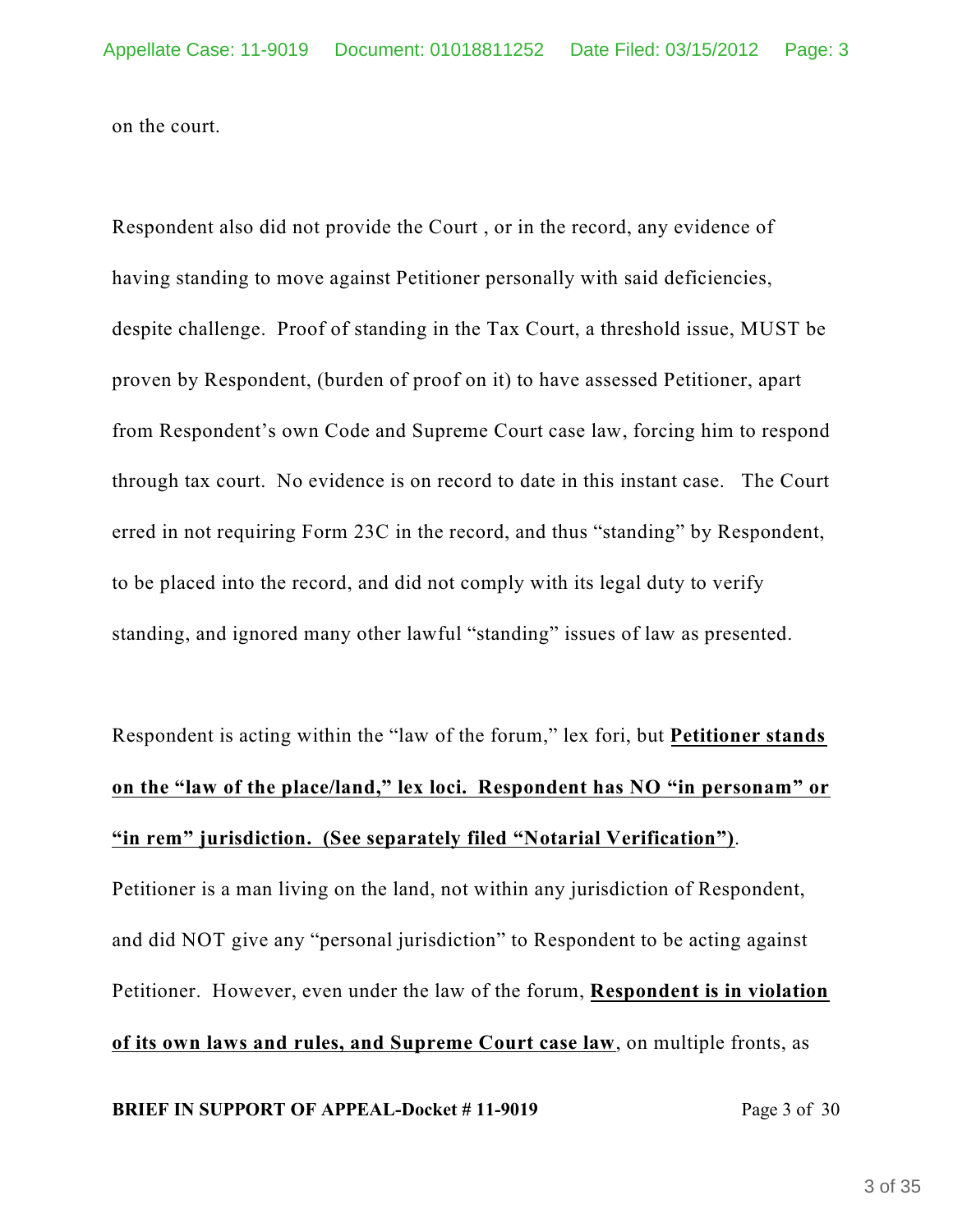on the court.

Respondent also did not provide the Court , or in the record, any evidence of having standing to move against Petitioner personally with said deficiencies, despite challenge. Proof of standing in the Tax Court, a threshold issue, MUST be proven by Respondent, (burden of proof on it) to have assessed Petitioner, apart from Respondent's own Code and Supreme Court case law, forcing him to respond through tax court. No evidence is on record to date in this instant case. The Court erred in not requiring Form 23C in the record, and thus "standing" by Respondent, to be placed into the record, and did not comply with its legal duty to verify standing, and ignored many other lawful "standing" issues of law as presented.

Respondent is acting within the "law of the forum," lex fori, but **Petitioner stands on the "law of the place/land," lex loci. Respondent has NO "in personam" or "in rem" jurisdiction. (See separately filed "Notarial Verification")**. Petitioner is a man living on the land, not within any jurisdiction of Respondent, and did NOT give any "personal jurisdiction" to Respondent to be acting against Petitioner. However, even under the law of the forum, **Respondent is in violation of its own laws and rules, and Supreme Court case law**, on multiple fronts, as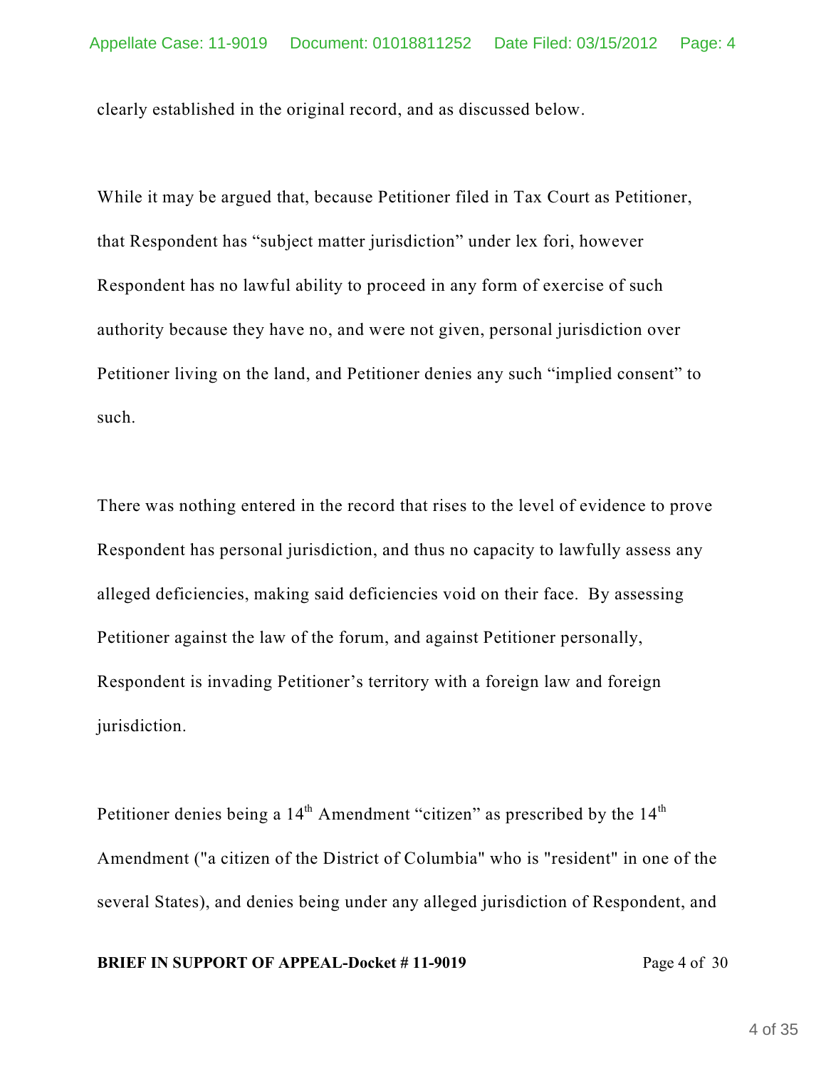clearly established in the original record, and as discussed below.

While it may be argued that, because Petitioner filed in Tax Court as Petitioner, that Respondent has "subject matter jurisdiction" under lex fori, however Respondent has no lawful ability to proceed in any form of exercise of such authority because they have no, and were not given, personal jurisdiction over Petitioner living on the land, and Petitioner denies any such "implied consent" to such.

There was nothing entered in the record that rises to the level of evidence to prove Respondent has personal jurisdiction, and thus no capacity to lawfully assess any alleged deficiencies, making said deficiencies void on their face. By assessing Petitioner against the law of the forum, and against Petitioner personally, Respondent is invading Petitioner's territory with a foreign law and foreign jurisdiction.

Petitioner denies being a 14th Amendment "citizen" as prescribed by the 14th Amendment ("a citizen of the District of Columbia" who is "resident" in one of the several States), and denies being under any alleged jurisdiction of Respondent, and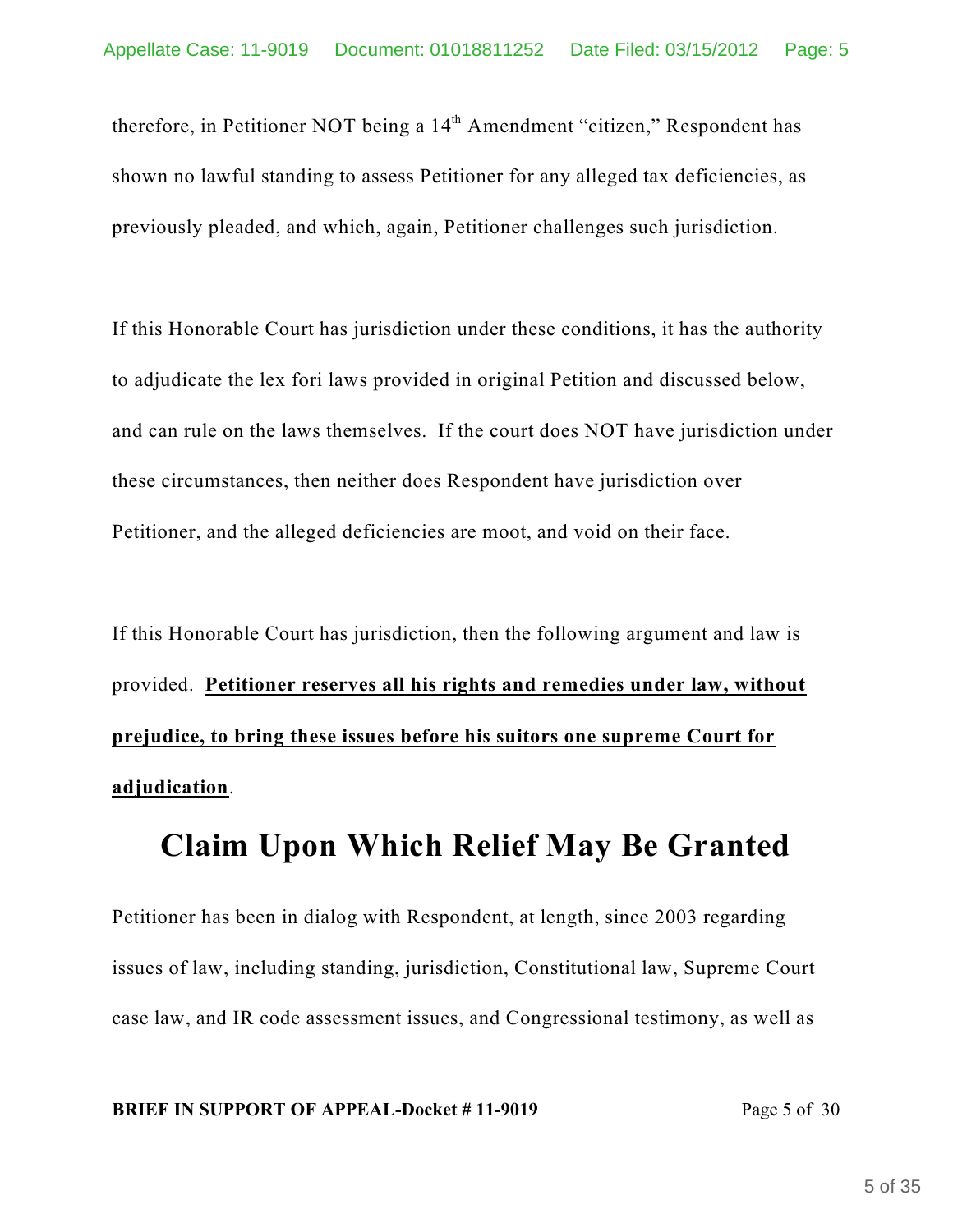therefore, in Petitioner NOT being a 14th Amendment "citizen," Respondent has shown no lawful standing to assess Petitioner for any alleged tax deficiencies, as previously pleaded, and which, again, Petitioner challenges such jurisdiction.

If this Honorable Court has jurisdiction under these conditions, it has the authority to adjudicate the lex fori laws provided in original Petition and discussed below, and can rule on the laws themselves. If the court does NOT have jurisdiction under these circumstances, then neither does Respondent have jurisdiction over Petitioner, and the alleged deficiencies are moot, and void on their face.

If this Honorable Court has jurisdiction, then the following argument and law is provided. **Petitioner reserves all his rights and remedies under law, without prejudice, to bring these issues before his suitors one supreme Court for adjudication**.

# Claim Upon Which Relief May Be Granted

Petitioner has been in dialog with Respondent, at length, since 2003 regarding issues of law, including standing, jurisdiction, Constitutional law, Supreme Court case law, and IR code assessment issues, and Congressional testimony, as well as

**BRIEF IN SUPPORT OF APPEAL-Docket # 11-9019**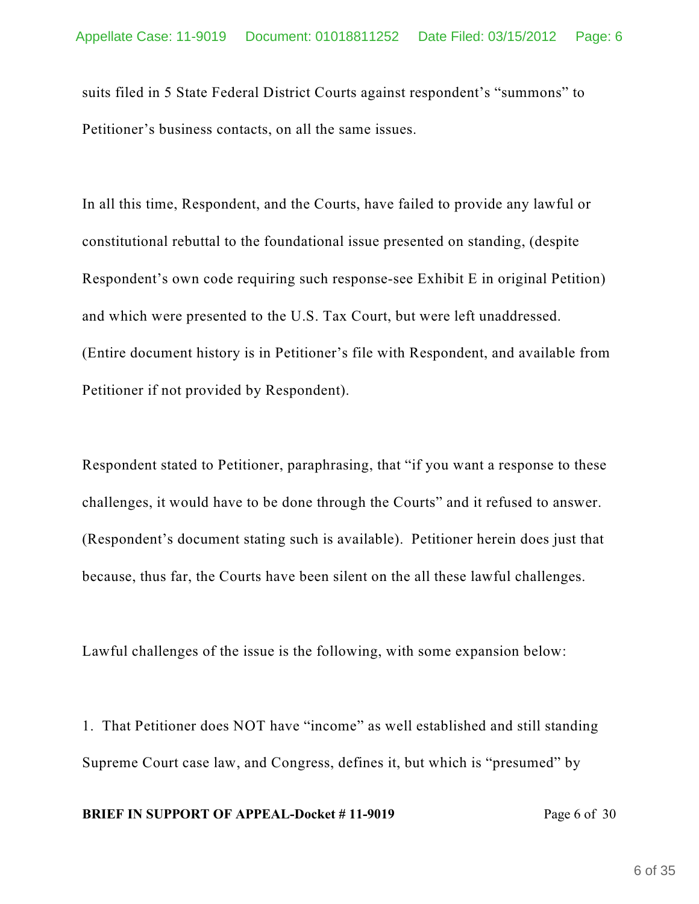suits filed in 5 State Federal District Courts against respondent's "summons" to Petitioner's business contacts, on all the same issues.

In all this time, Respondent, and the Courts, have failed to provide any lawful or constitutional rebuttal to the foundational issue presented on standing, (despite Respondent's own code requiring such response-see Exhibit E in original Petition) and which were presented to the U.S. Tax Court, but were left unaddressed. (Entire document history is in Petitioner's file with Respondent, and available from Petitioner if not provided by Respondent).

Respondent stated to Petitioner, paraphrasing, that "if you want a response to these challenges, it would have to be done through the Courts" and it refused to answer. (Respondent's document stating such is available). Petitioner herein does just that because, thus far, the Courts have been silent on the all these lawful challenges.

Lawful challenges of the issue is the following, with some expansion below:

1. That Petitioner does NOT have "income" as well established and still standing Supreme Court case law, and Congress, defines it, but which is "presumed" by

**BRIEF IN SUPPORT OF APPEAL-Docket # 11-9019**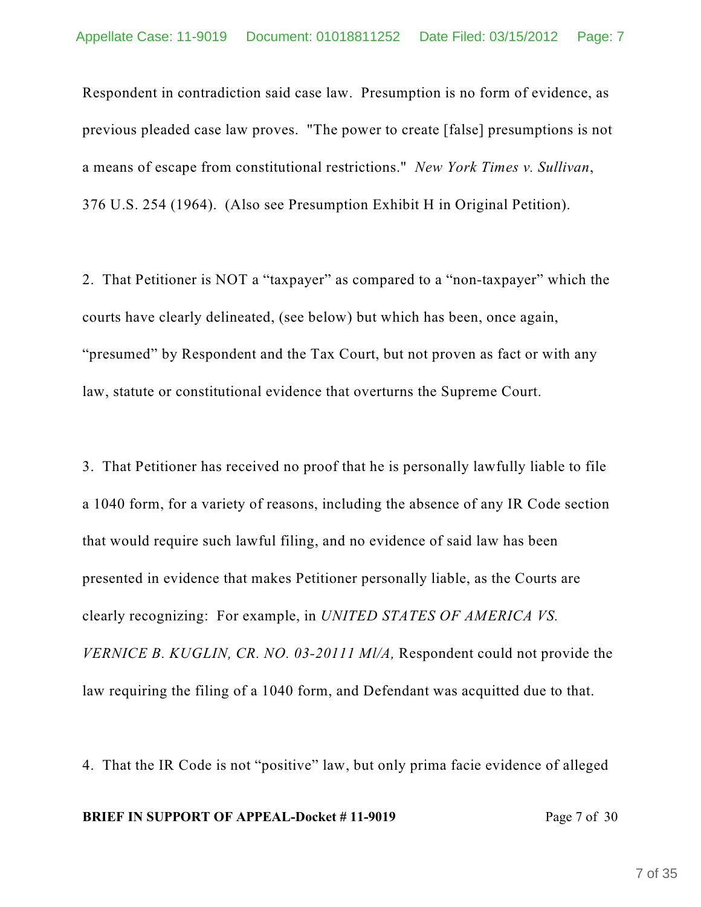Respondent in contradiction said case law. Presumption is no form of evidence, as previous pleaded case law proves. "The power to create [false] presumptions is not a means of escape from constitutional restrictions." *New York Times v. Sullivan*, 376 U.S. 254 (1964). (Also see Presumption Exhibit H in Original Petition).

2. That Petitioner is NOT a "taxpayer" as compared to a "non-taxpayer" which the courts have clearly delineated, (see below) but which has been, once again, "presumed" by Respondent and the Tax Court, but not proven as fact or with any law, statute or constitutional evidence that overturns the Supreme Court.

3. That Petitioner has received no proof that he is personally lawfully liable to file a 1040 form, for a variety of reasons, including the absence of any IR Code section that would require such lawful filing, and no evidence of said law has been presented in evidence that makes Petitioner personally liable, as the Courts are clearly recognizing: For example, in *UNITED STATES OF AMERICA VS. VERNICE B. KUGLIN, CR. NO. 03-20111 Ml/A,* Respondent could not provide the law requiring the filing of a 1040 form, and Defendant was acquitted due to that.

4. That the IR Code is not "positive" law, but only prima facie evidence of alleged

**BRIEF IN SUPPORT OF APPEAL-Docket # 11-9019** Page 7 of 30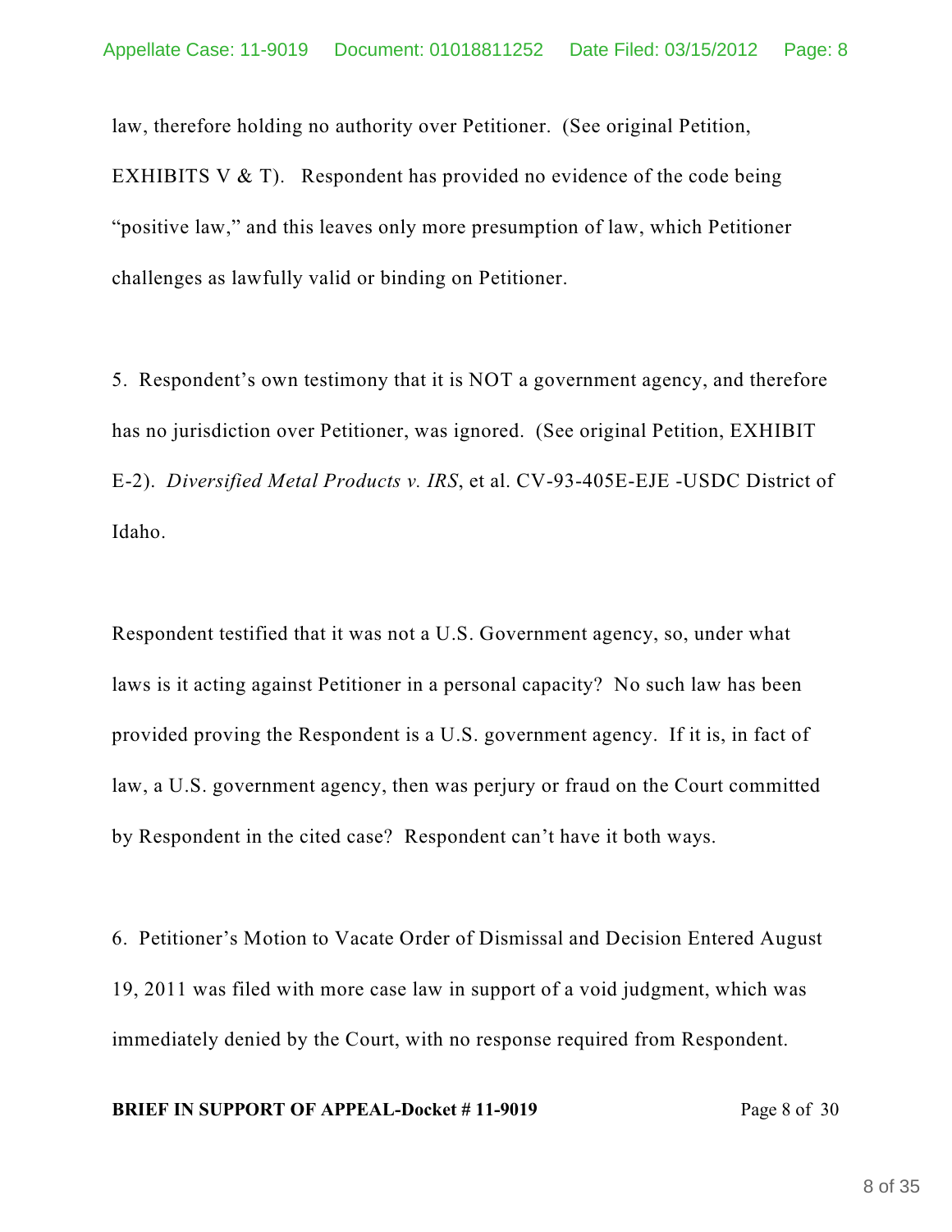law, therefore holding no authority over Petitioner. (See original Petition, EXHIBITS V & T). Respondent has provided no evidence of the code being "positive law," and this leaves only more presumption of law, which Petitioner challenges as lawfully valid or binding on Petitioner.

5. Respondent's own testimony that it is NOT a government agency, and therefore has no jurisdiction over Petitioner, was ignored. (See original Petition, EXHIBIT E-2). *Diversified Metal Products v. IRS*, et al. CV-93-405E-EJE -USDC District of Idaho.

Respondent testified that it was not a U.S. Government agency, so, under what laws is it acting against Petitioner in a personal capacity? No such law has been provided proving the Respondent is a U.S. government agency. If it is, in fact of law, a U.S. government agency, then was perjury or fraud on the Court committed by Respondent in the cited case? Respondent can't have it both ways.

6. Petitioner's Motion to Vacate Order of Dismissal and Decision Entered August 19, 2011 was filed with more case law in support of a void judgment, which was immediately denied by the Court, with no response required from Respondent.

**BRIEF IN SUPPORT OF APPEAL-Docket # 11-9019** Page 8 of 30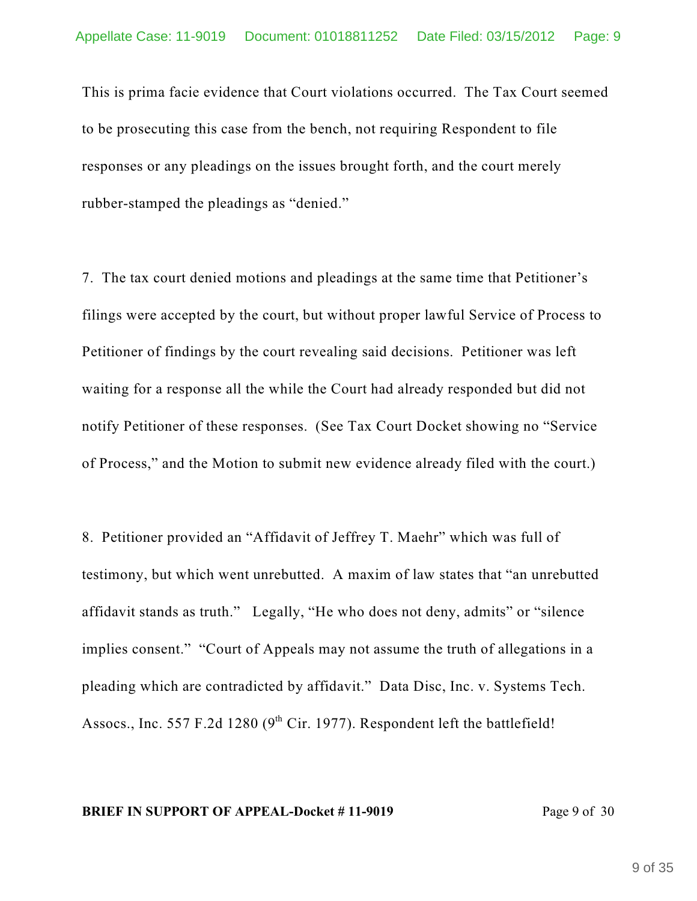This is prima facie evidence that Court violations occurred. The Tax Court seemed to be prosecuting this case from the bench, not requiring Respondent to file responses or any pleadings on the issues brought forth, and the court merely rubber-stamped the pleadings as "denied."

7. The tax court denied motions and pleadings at the same time that Petitioner's filings were accepted by the court, but without proper lawful Service of Process to Petitioner of findings by the court revealing said decisions. Petitioner was left waiting for a response all the while the Court had already responded but did not notify Petitioner of these responses. (See Tax Court Docket showing no "Service of Process," and the Motion to submit new evidence already filed with the court.)

8. Petitioner provided an "Affidavit of Jeffrey T. Maehr" which was full of testimony, but which went unrebutted. A maxim of law states that "an unrebutted affidavit stands as truth." Legally, "He who does not deny, admits" or "silence implies consent." "Court of Appeals may not assume the truth of allegations in a pleading which are contradicted by affidavit." Data Disc, Inc. v. Systems Tech. Assocs., Inc. 557 F.2d 1280 (9th Cir. 1977). Respondent left the battlefield!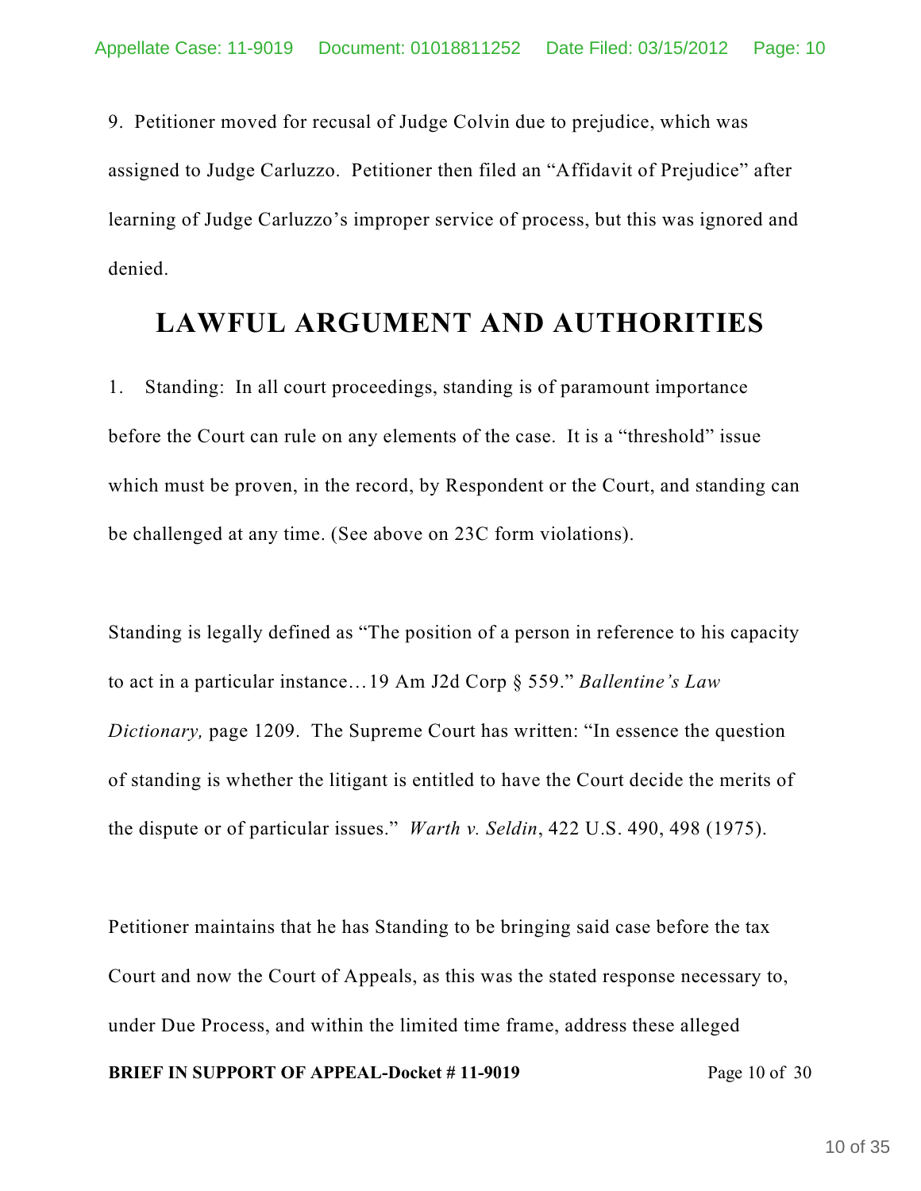9. Petitioner moved for recusal of Judge Colvin due to prejudice, which was assigned to Judge Carluzzo. Petitioner then filed an "Affidavit of Prejudice" after learning of Judge Carluzzo's improper service of process, but this was ignored and denied.

## LAWFUL ARGUMENT AND AUTHORITIES

1. Standing: In all court proceedings, standing is of paramount importance before the Court can rule on any elements of the case. It is a "threshold" issue which must be proven, in the record, by Respondent or the Court, and standing can be challenged at any time. (See above on 23C form violations).

Standing is legally defined as "The position of a person in reference to his capacity to act in a particular instance…19 Am J2d Corp § 559." *Ballentine's Law Dictionary,* page 1209. The Supreme Court has written: "In essence the question of standing is whether the litigant is entitled to have the Court decide the merits of the dispute or of particular issues." *Warth v. Seldin*, 422 U.S. 490, 498 (1975).

Petitioner maintains that he has Standing to be bringing said case before the tax Court and now the Court of Appeals, as this was the stated response necessary to, under Due Process, and within the limited time frame, address these alleged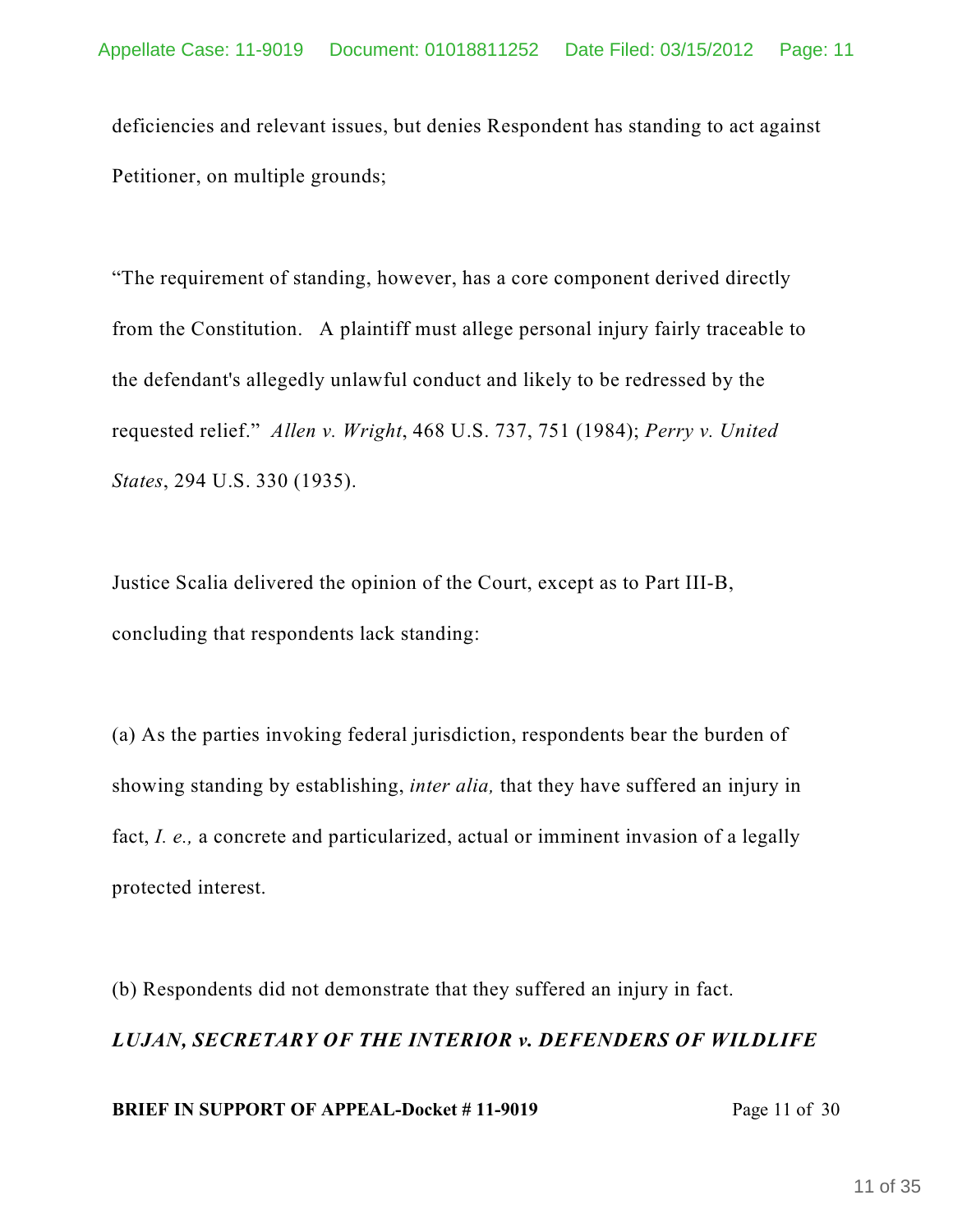deficiencies and relevant issues, but denies Respondent has standing to act against Petitioner, on multiple grounds;

"The requirement of standing, however, has a core component derived directly from the Constitution. A plaintiff must allege personal injury fairly traceable to the defendant's allegedly unlawful conduct and likely to be redressed by the requested relief." *Allen v. Wright*, 468 U.S. 737, 751 (1984); *Perry v. United States*, 294 U.S. 330 (1935).

Justice Scalia delivered the opinion of the Court, except as to Part III-B, concluding that respondents lack standing:

(a) As the parties invoking federal jurisdiction, respondents bear the burden of showing standing by establishing, *inter alia,* that they have suffered an injury in fact, *I. e.,* a concrete and particularized, actual or imminent invasion of a legally protected interest.

(b) Respondents did not demonstrate that they suffered an injury in fact.

***LUJAN, SECRETARY OF THE INTERIOR v. DEFENDERS OF WILDLIFE***

**BRIEF IN SUPPORT OF APPEAL-Docket # 11-9019** Page 11 of 30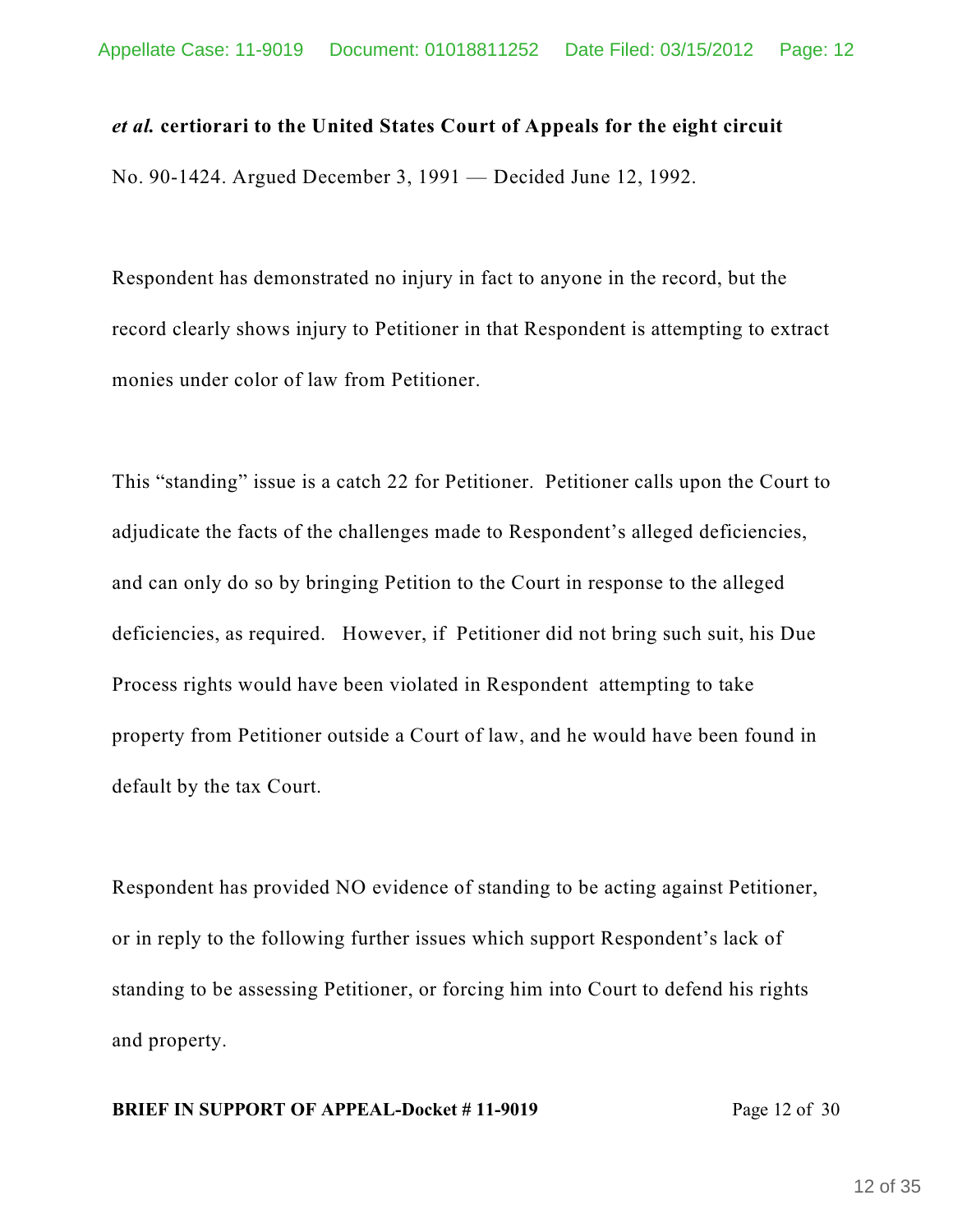***et al.*** **certiorari to the United States Court of Appeals for the eight circuit**

No. 90-1424. Argued December 3, 1991 — Decided June 12, 1992.

Respondent has demonstrated no injury in fact to anyone in the record, but the record clearly shows injury to Petitioner in that Respondent is attempting to extract monies under color of law from Petitioner.

This “standing” issue is a catch 22 for Petitioner. Petitioner calls upon the Court to adjudicate the facts of the challenges made to Respondent’s alleged deficiencies, and can only do so by bringing Petition to the Court in response to the alleged deficiencies, as required. However, if Petitioner did not bring such suit, his Due Process rights would have been violated in Respondent attempting to take property from Petitioner outside a Court of law, and he would have been found in default by the tax Court.

Respondent has provided NO evidence of standing to be acting against Petitioner, or in reply to the following further issues which support Respondent’s lack of standing to be assessing Petitioner, or forcing him into Court to defend his rights and property.

**BRIEF IN SUPPORT OF APPEAL-Docket # 11-9019** Page 12 of 30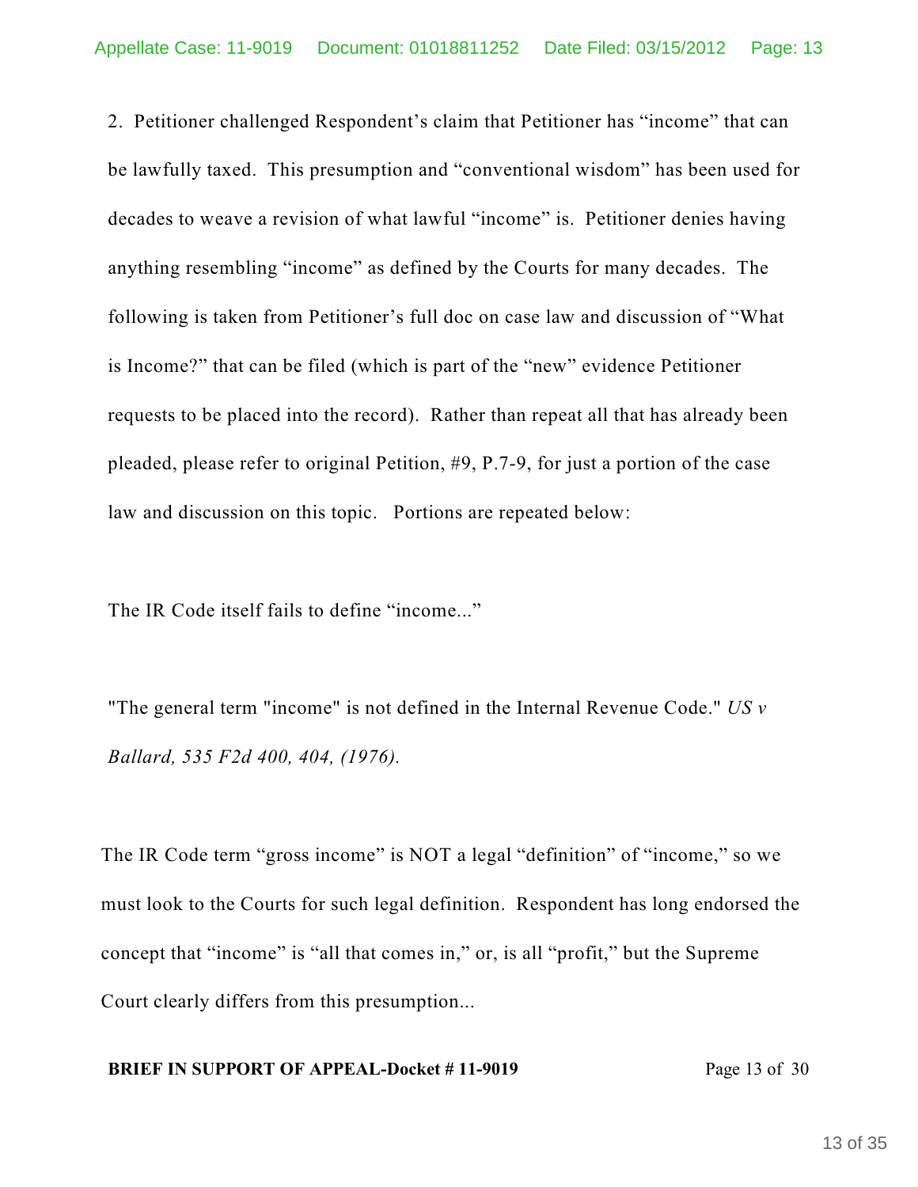2. Petitioner challenged Respondent's claim that Petitioner has "income" that can be lawfully taxed. This presumption and "conventional wisdom" has been used for decades to weave a revision of what lawful "income" is. Petitioner denies having anything resembling "income" as defined by the Courts for many decades. The following is taken from Petitioner's full doc on case law and discussion of "What is Income?" that can be filed (which is part of the "new" evidence Petitioner requests to be placed into the record). Rather than repeat all that has already been pleaded, please refer to original Petition, #9, P.7-9, for just a portion of the case law and discussion on this topic. Portions are repeated below:

The IR Code itself fails to define "income..."

"The general term "income" is not defined in the Internal Revenue Code." *US v Ballard, 535 F2d 400, 404, (1976).*

The IR Code term "gross income" is NOT a legal "definition" of "income," so we must look to the Courts for such legal definition. Respondent has long endorsed the concept that "income" is "all that comes in," or, is all "profit," but the Supreme Court clearly differs from this presumption...

**BRIEF IN SUPPORT OF APPEAL-Docket # 11-9019**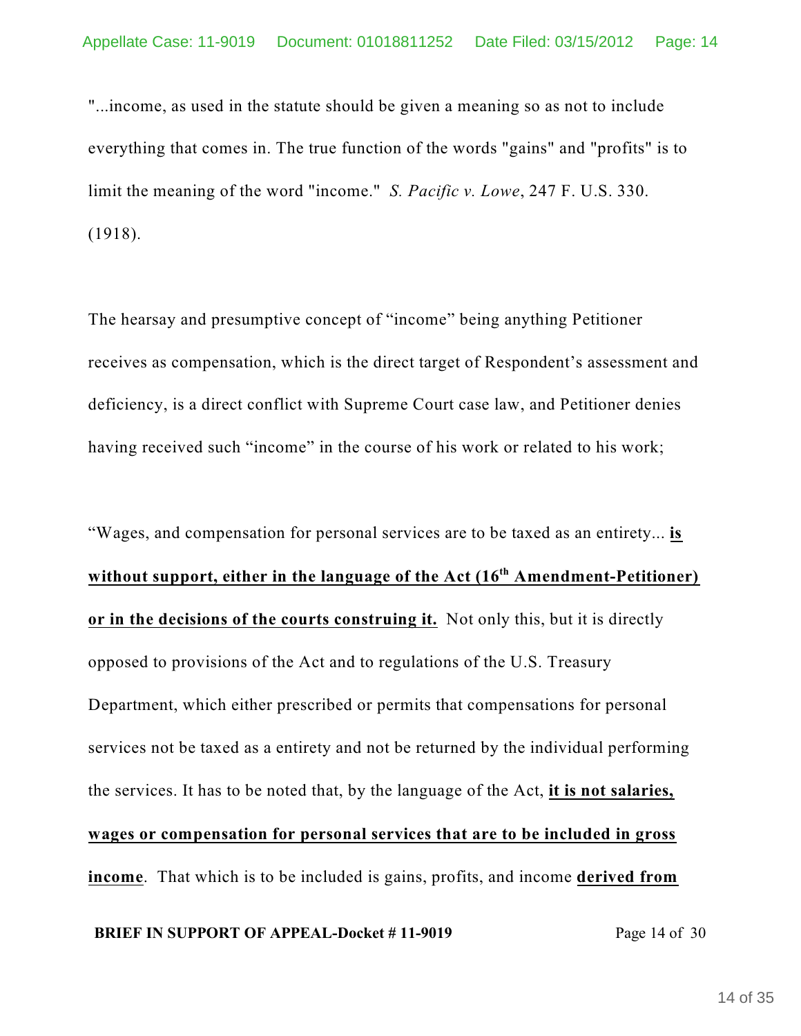"...income, as used in the statute should be given a meaning so as not to include everything that comes in. The true function of the words "gains" and "profits" is to limit the meaning of the word "income." *S. Pacific v. Lowe*, 247 F. U.S. 330. (1918).

The hearsay and presumptive concept of “income” being anything Petitioner receives as compensation, which is the direct target of Respondent’s assessment and deficiency, is a direct conflict with Supreme Court case law, and Petitioner denies having received such “income” in the course of his work or related to his work;

“Wages, and compensation for personal services are to be taxed as an entirety... **is without support, either in the language of the Act (16th Amendment-Petitioner) or in the decisions of the courts construing it.** Not only this, but it is directly opposed to provisions of the Act and to regulations of the U.S. Treasury Department, which either prescribed or permits that compensations for personal services not be taxed as a entirety and not be returned by the individual performing the services. It has to be noted that, by the language of the Act, **it is not salaries, wages or compensation for personal services that are to be included in gross income**. That which is to be included is gains, profits, and income **derived from**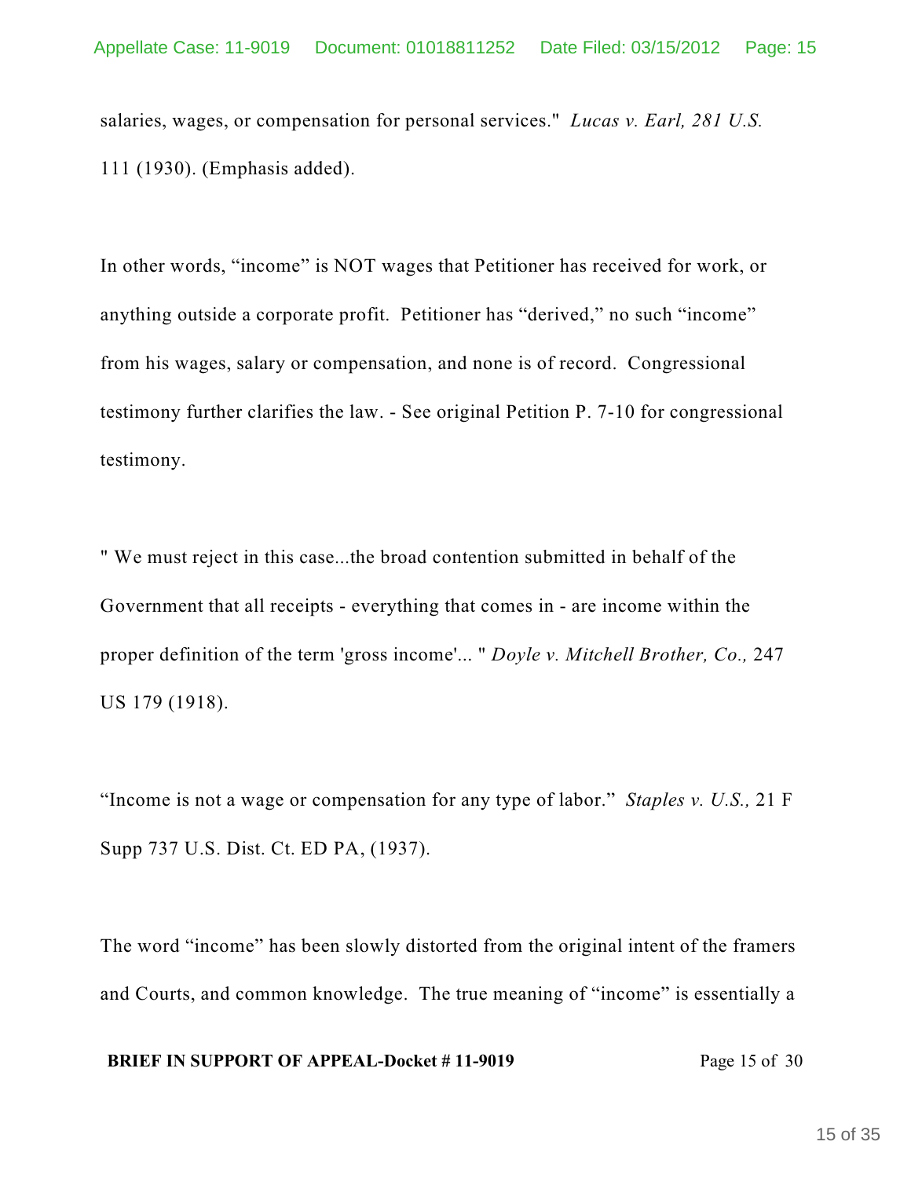salaries, wages, or compensation for personal services." *Lucas v. Earl, 281 U.S.* 111 (1930). (Emphasis added).

In other words, “income” is NOT wages that Petitioner has received for work, or anything outside a corporate profit. Petitioner has “derived,” no such “income” from his wages, salary or compensation, and none is of record. Congressional testimony further clarifies the law. - See original Petition P. 7-10 for congressional testimony.

" We must reject in this case...the broad contention submitted in behalf of the Government that all receipts - everything that comes in - are income within the proper definition of the term 'gross income'... " *Doyle v. Mitchell Brother, Co.,* 247 US 179 (1918).

“Income is not a wage or compensation for any type of labor.” *Staples v. U.S.,* 21 F Supp 737 U.S. Dist. Ct. ED PA, (1937).

The word “income” has been slowly distorted from the original intent of the framers and Courts, and common knowledge. The true meaning of “income” is essentially a

**BRIEF IN SUPPORT OF APPEAL-Docket # 11-9019**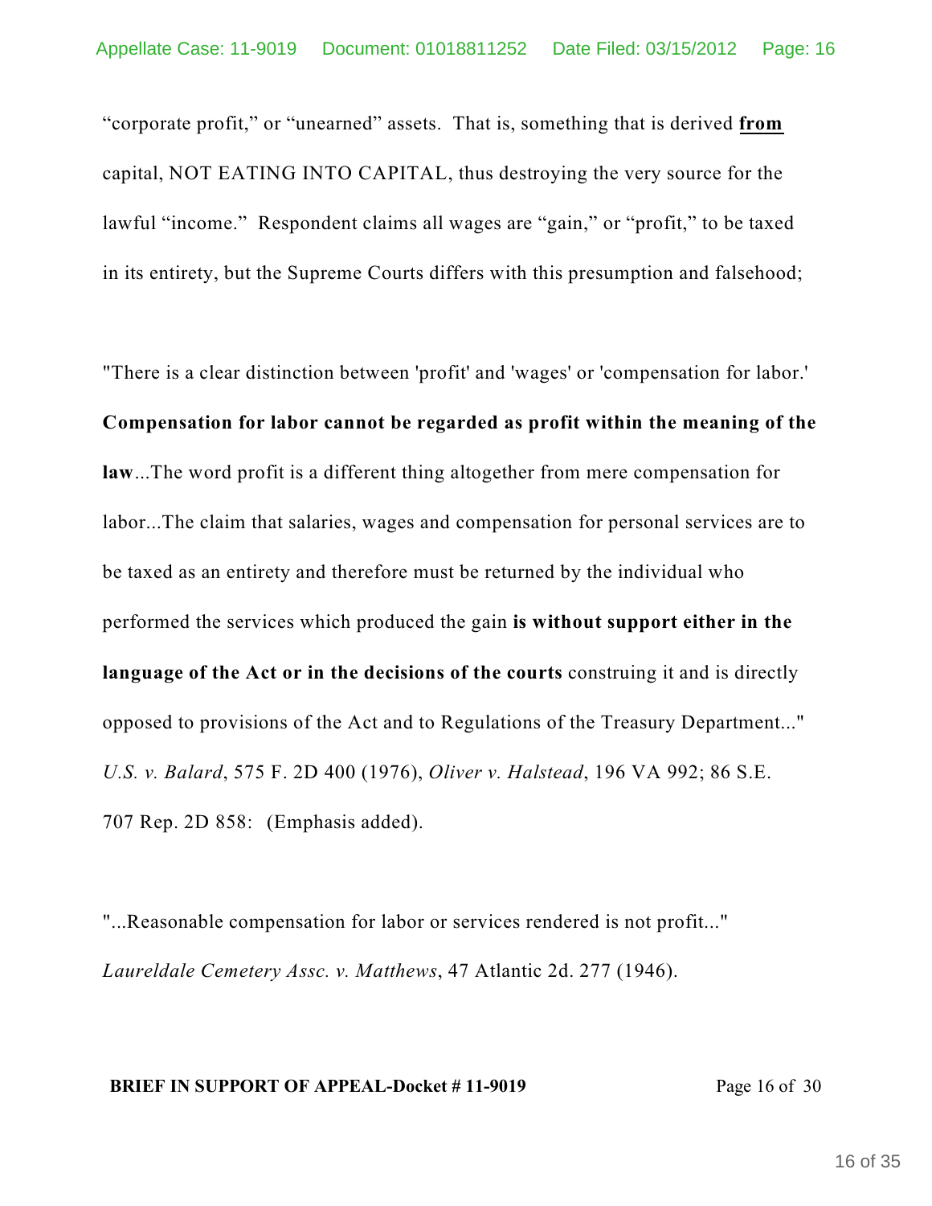"corporate profit," or "unearned" assets. That is, something that is derived **from** capital, NOT EATING INTO CAPITAL, thus destroying the very source for the lawful "income." Respondent claims all wages are "gain," or "profit," to be taxed in its entirety, but the Supreme Courts differs with this presumption and falsehood;

"There is a clear distinction between 'profit' and 'wages' or 'compensation for labor.' **Compensation for labor cannot be regarded as profit within the meaning of the law**...The word profit is a different thing altogether from mere compensation for labor...The claim that salaries, wages and compensation for personal services are to be taxed as an entirety and therefore must be returned by the individual who performed the services which produced the gain **is without support either in the language of the Act or in the decisions of the courts** construing it and is directly opposed to provisions of the Act and to Regulations of the Treasury Department..." *U.S. v. Balard*, 575 F. 2D 400 (1976), *Oliver v. Halstead*, 196 VA 992; 86 S.E. 707 Rep. 2D 858: (Emphasis added).

"...Reasonable compensation for labor or services rendered is not profit..." *Laureldale Cemetery Assc. v. Matthews*, 47 Atlantic 2d. 277 (1946).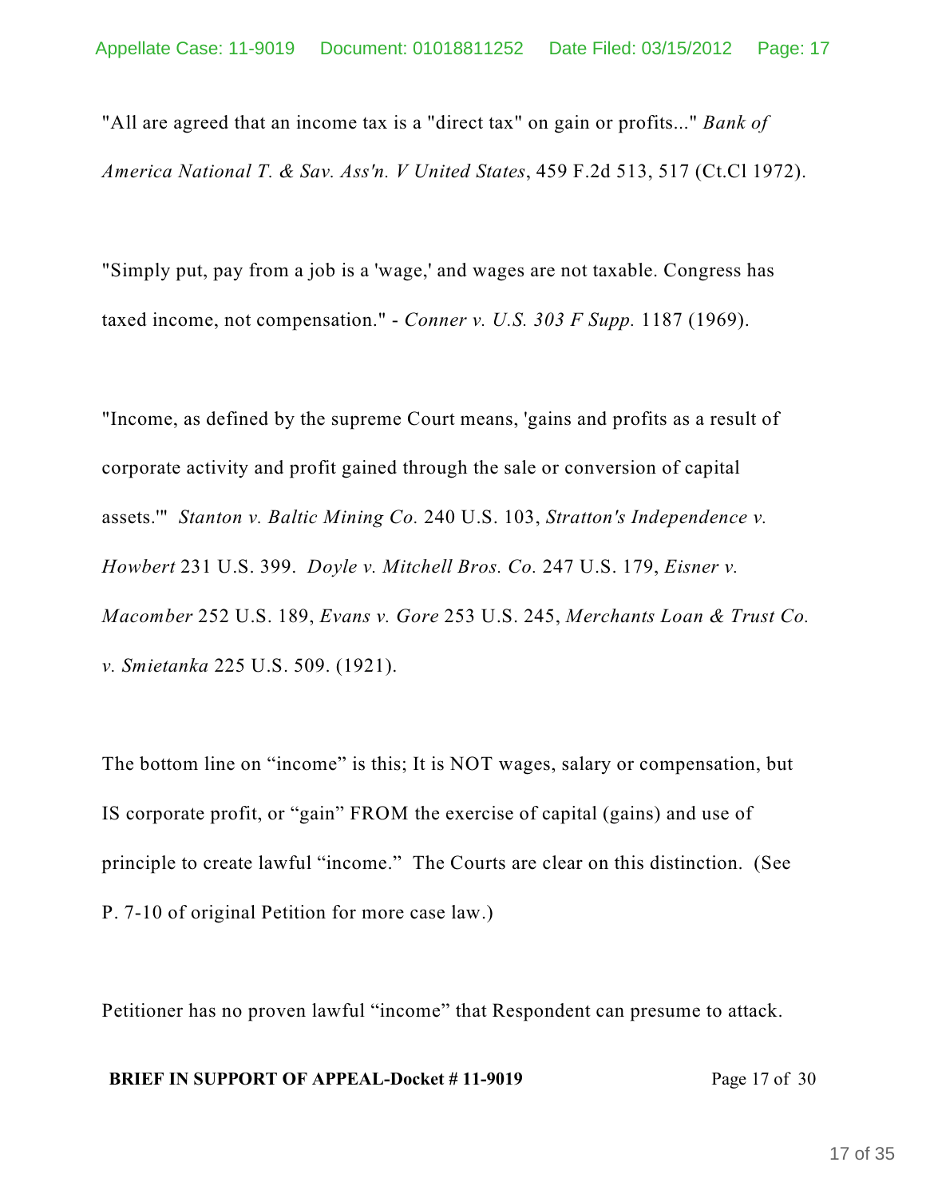"All are agreed that an income tax is a "direct tax" on gain or profits..." *Bank of America National T. & Sav. Ass'n. V United States*, 459 F.2d 513, 517 (Ct.Cl 1972).

"Simply put, pay from a job is a 'wage,' and wages are not taxable. Congress has taxed income, not compensation." - *Conner v. U.S. 303 F Supp.* 1187 (1969).

"Income, as defined by the supreme Court means, 'gains and profits as a result of corporate activity and profit gained through the sale or conversion of capital assets.'" *Stanton v. Baltic Mining Co.* 240 U.S. 103, *Stratton's Independence v. Howbert* 231 U.S. 399. *Doyle v. Mitchell Bros. Co.* 247 U.S. 179, *Eisner v. Macomber* 252 U.S. 189, *Evans v. Gore* 253 U.S. 245, *Merchants Loan & Trust Co. v. Smietanka* 225 U.S. 509. (1921).

The bottom line on "income" is this; It is NOT wages, salary or compensation, but IS corporate profit, or "gain" FROM the exercise of capital (gains) and use of principle to create lawful "income." The Courts are clear on this distinction. (See P. 7-10 of original Petition for more case law.)

Petitioner has no proven lawful "income" that Respondent can presume to attack.

**BRIEF IN SUPPORT OF APPEAL-Docket # 11-9019** Page 17 of 30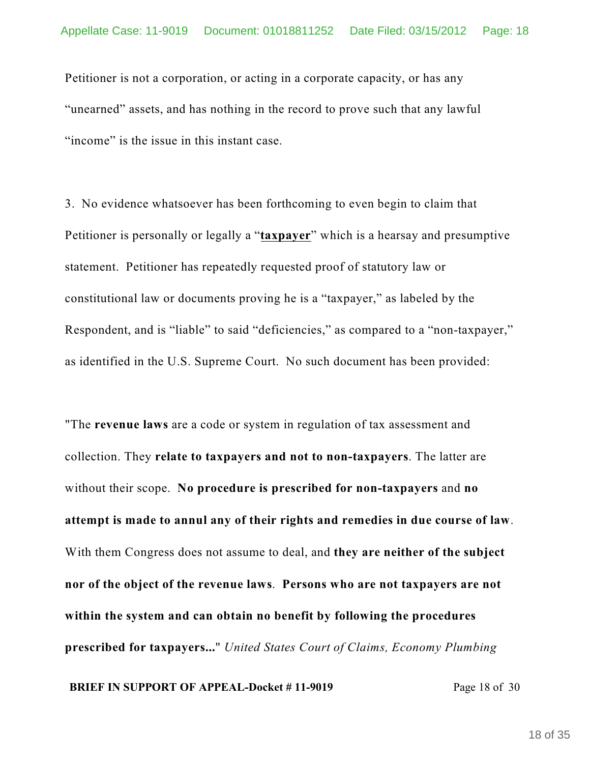Petitioner is not a corporation, or acting in a corporate capacity, or has any "unearned" assets, and has nothing in the record to prove such that any lawful "income" is the issue in this instant case.

3. No evidence whatsoever has been forthcoming to even begin to claim that Petitioner is personally or legally a "**taxpayer**" which is a hearsay and presumptive statement. Petitioner has repeatedly requested proof of statutory law or constitutional law or documents proving he is a "taxpayer," as labeled by the Respondent, and is "liable" to said "deficiencies," as compared to a "non-taxpayer," as identified in the U.S. Supreme Court. No such document has been provided:

"The **revenue laws** are a code or system in regulation of tax assessment and collection. They **relate to taxpayers and not to non-taxpayers**. The latter are without their scope. **No procedure is prescribed for non-taxpayers** and **no attempt is made to annul any of their rights and remedies in due course of law**. With them Congress does not assume to deal, and **they are neither of the subject nor of the object of the revenue laws**. **Persons who are not taxpayers are not within the system and can obtain no benefit by following the procedures prescribed for taxpayers...**" *United States Court of Claims, Economy Plumbing*

**BRIEF IN SUPPORT OF APPEAL-Docket # 11-9019** Page 18 of 30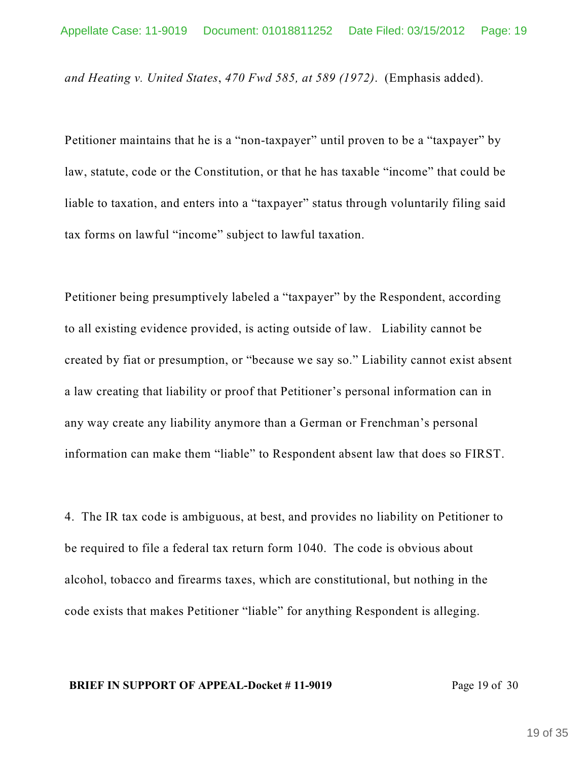*and Heating v. United States*, *470 Fwd 585, at 589 (1972)*. (Emphasis added).

Petitioner maintains that he is a "non-taxpayer" until proven to be a "taxpayer" by law, statute, code or the Constitution, or that he has taxable "income" that could be liable to taxation, and enters into a "taxpayer" status through voluntarily filing said tax forms on lawful "income" subject to lawful taxation.

Petitioner being presumptively labeled a "taxpayer" by the Respondent, according to all existing evidence provided, is acting outside of law. Liability cannot be created by fiat or presumption, or "because we say so." Liability cannot exist absent a law creating that liability or proof that Petitioner's personal information can in any way create any liability anymore than a German or Frenchman's personal information can make them "liable" to Respondent absent law that does so FIRST.

4. The IR tax code is ambiguous, at best, and provides no liability on Petitioner to be required to file a federal tax return form 1040. The code is obvious about alcohol, tobacco and firearms taxes, which are constitutional, but nothing in the code exists that makes Petitioner "liable" for anything Respondent is alleging.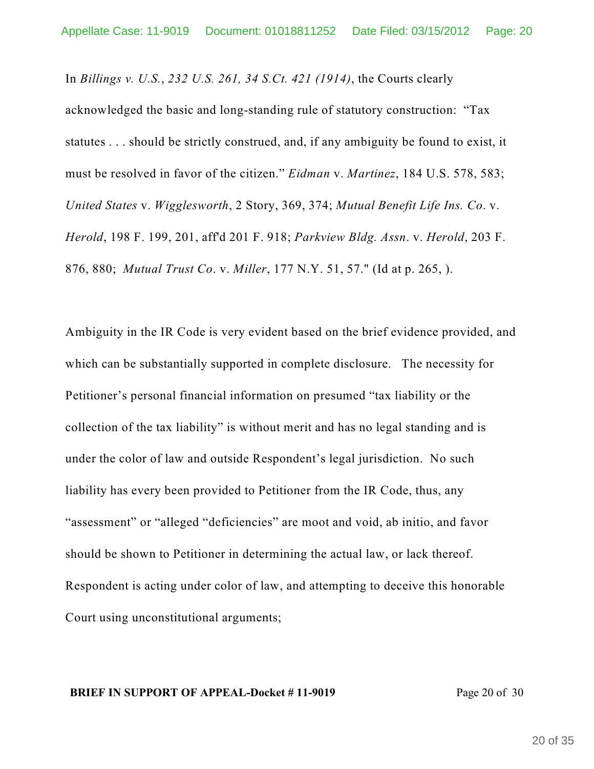In *Billings v. U.S.*, *232 U.S. 261, 34 S.Ct. 421 (1914)*, the Courts clearly acknowledged the basic and long-standing rule of statutory construction: "Tax statutes . . . should be strictly construed, and, if any ambiguity be found to exist, it must be resolved in favor of the citizen." *Eidman* v. *Martinez*, 184 U.S. 578, 583; *United States* v. *Wigglesworth*, 2 Story, 369, 374; *Mutual Benefit Life Ins. Co*. v. *Herold*, 198 F. 199, 201, aff'd 201 F. 918; *Parkview Bldg. Assn*. v. *Herold*, 203 F. 876, 880; *Mutual Trust Co*. v. *Miller*, 177 N.Y. 51, 57." (Id at p. 265, ).

Ambiguity in the IR Code is very evident based on the brief evidence provided, and which can be substantially supported in complete disclosure. The necessity for Petitioner's personal financial information on presumed "tax liability or the collection of the tax liability" is without merit and has no legal standing and is under the color of law and outside Respondent's legal jurisdiction. No such liability has every been provided to Petitioner from the IR Code, thus, any "assessment" or "alleged "deficiencies" are moot and void, ab initio, and favor should be shown to Petitioner in determining the actual law, or lack thereof. Respondent is acting under color of law, and attempting to deceive this honorable Court using unconstitutional arguments;

**BRIEF IN SUPPORT OF APPEAL-Docket # 11-9019**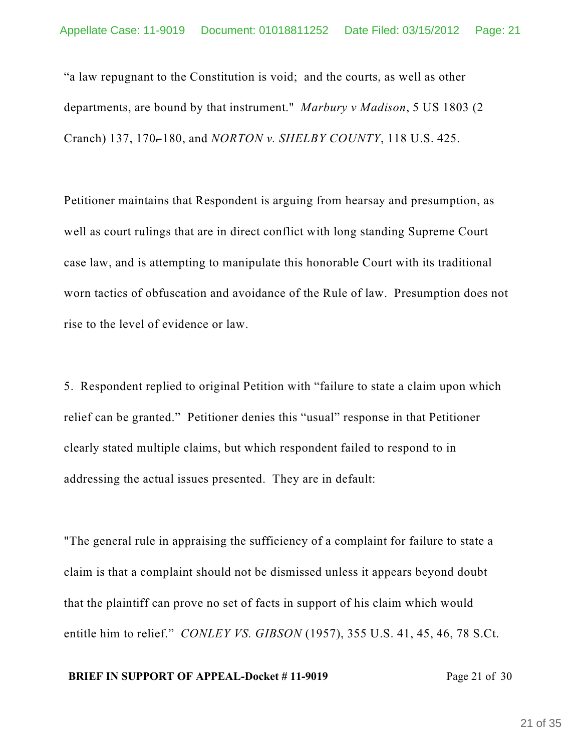"a law repugnant to the Constitution is void; and the courts, as well as other departments, are bound by that instrument." *Marbury v Madison*, 5 US 1803 (2 Cranch) 137, 170-180, and *NORTON v. SHELBY COUNTY*, 118 U.S. 425.

Petitioner maintains that Respondent is arguing from hearsay and presumption, as well as court rulings that are in direct conflict with long standing Supreme Court case law, and is attempting to manipulate this honorable Court with its traditional worn tactics of obfuscation and avoidance of the Rule of law. Presumption does not rise to the level of evidence or law.

5. Respondent replied to original Petition with "failure to state a claim upon which relief can be granted." Petitioner denies this "usual" response in that Petitioner clearly stated multiple claims, but which respondent failed to respond to in addressing the actual issues presented. They are in default:

"The general rule in appraising the sufficiency of a complaint for failure to state a claim is that a complaint should not be dismissed unless it appears beyond doubt that the plaintiff can prove no set of facts in support of his claim which would entitle him to relief." *CONLEY VS. GIBSON* (1957), 355 U.S. 41, 45, 46, 78 S.Ct.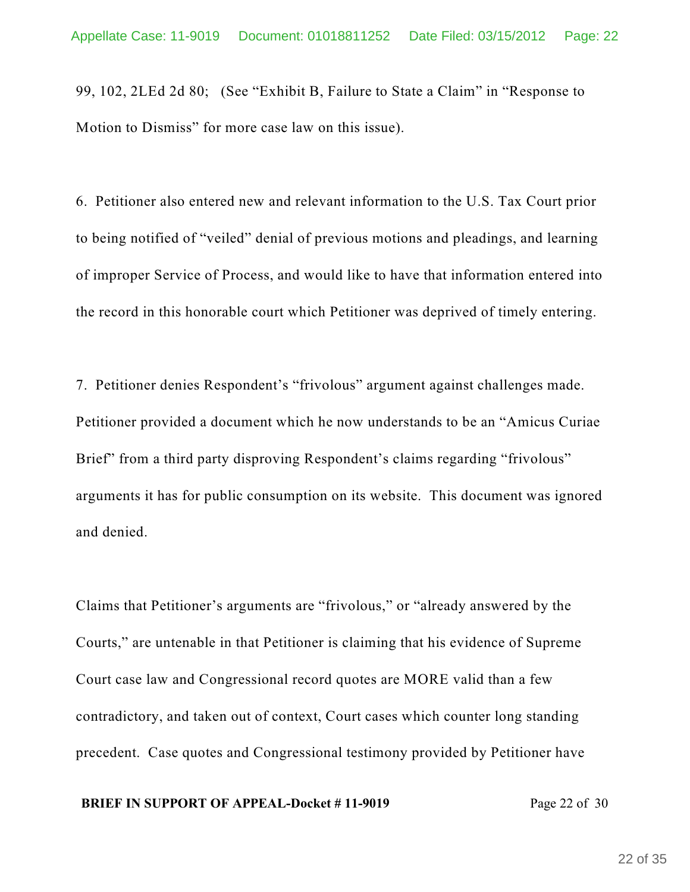99, 102, 2LEd 2d 80; (See "Exhibit B, Failure to State a Claim" in "Response to Motion to Dismiss" for more case law on this issue).

6. Petitioner also entered new and relevant information to the U.S. Tax Court prior to being notified of "veiled" denial of previous motions and pleadings, and learning of improper Service of Process, and would like to have that information entered into the record in this honorable court which Petitioner was deprived of timely entering.

7. Petitioner denies Respondent's "frivolous" argument against challenges made. Petitioner provided a document which he now understands to be an "Amicus Curiae Brief" from a third party disproving Respondent's claims regarding "frivolous" arguments it has for public consumption on its website. This document was ignored and denied.

Claims that Petitioner's arguments are "frivolous," or "already answered by the Courts," are untenable in that Petitioner is claiming that his evidence of Supreme Court case law and Congressional record quotes are MORE valid than a few contradictory, and taken out of context, Court cases which counter long standing precedent. Case quotes and Congressional testimony provided by Petitioner have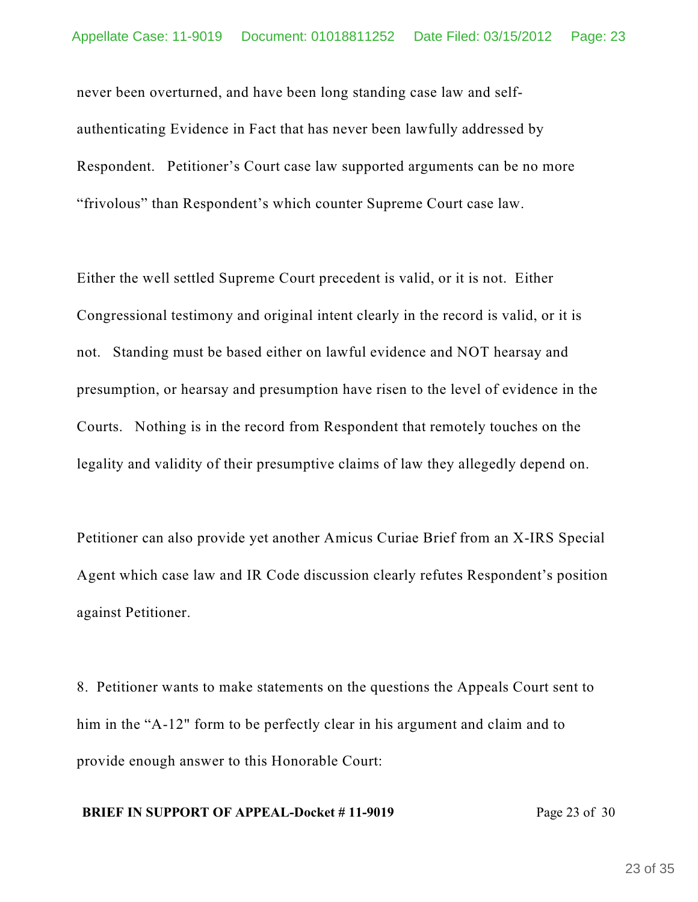never been overturned, and have been long standing case law and self-authenticating Evidence in Fact that has never been lawfully addressed by Respondent. Petitioner's Court case law supported arguments can be no more "frivolous" than Respondent's which counter Supreme Court case law.

Either the well settled Supreme Court precedent is valid, or it is not. Either Congressional testimony and original intent clearly in the record is valid, or it is not. Standing must be based either on lawful evidence and NOT hearsay and presumption, or hearsay and presumption have risen to the level of evidence in the Courts. Nothing is in the record from Respondent that remotely touches on the legality and validity of their presumptive claims of law they allegedly depend on.

Petitioner can also provide yet another Amicus Curiae Brief from an X-IRS Special Agent which case law and IR Code discussion clearly refutes Respondent's position against Petitioner.

8. Petitioner wants to make statements on the questions the Appeals Court sent to him in the "A-12" form to be perfectly clear in his argument and claim and to provide enough answer to this Honorable Court: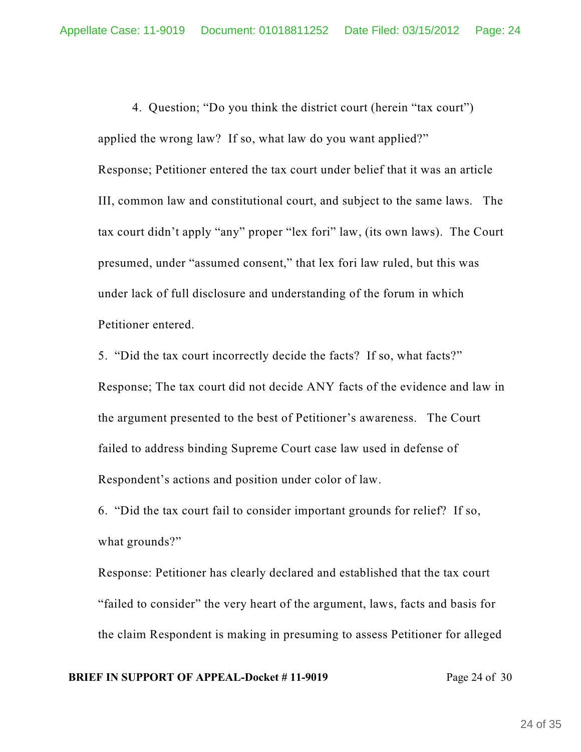4. Question; "Do you think the district court (herein "tax court") applied the wrong law? If so, what law do you want applied?"

Response; Petitioner entered the tax court under belief that it was an article III, common law and constitutional court, and subject to the same laws. The tax court didn't apply "any" proper "lex fori" law, (its own laws). The Court presumed, under "assumed consent," that lex fori law ruled, but this was under lack of full disclosure and understanding of the forum in which Petitioner entered.

5. "Did the tax court incorrectly decide the facts? If so, what facts?"

Response; The tax court did not decide ANY facts of the evidence and law in the argument presented to the best of Petitioner's awareness. The Court failed to address binding Supreme Court case law used in defense of Respondent's actions and position under color of law.

6. "Did the tax court fail to consider important grounds for relief? If so, what grounds?"

Response: Petitioner has clearly declared and established that the tax court "failed to consider" the very heart of the argument, laws, facts and basis for the claim Respondent is making in presuming to assess Petitioner for alleged

**BRIEF IN SUPPORT OF APPEAL-Docket # 11-9019**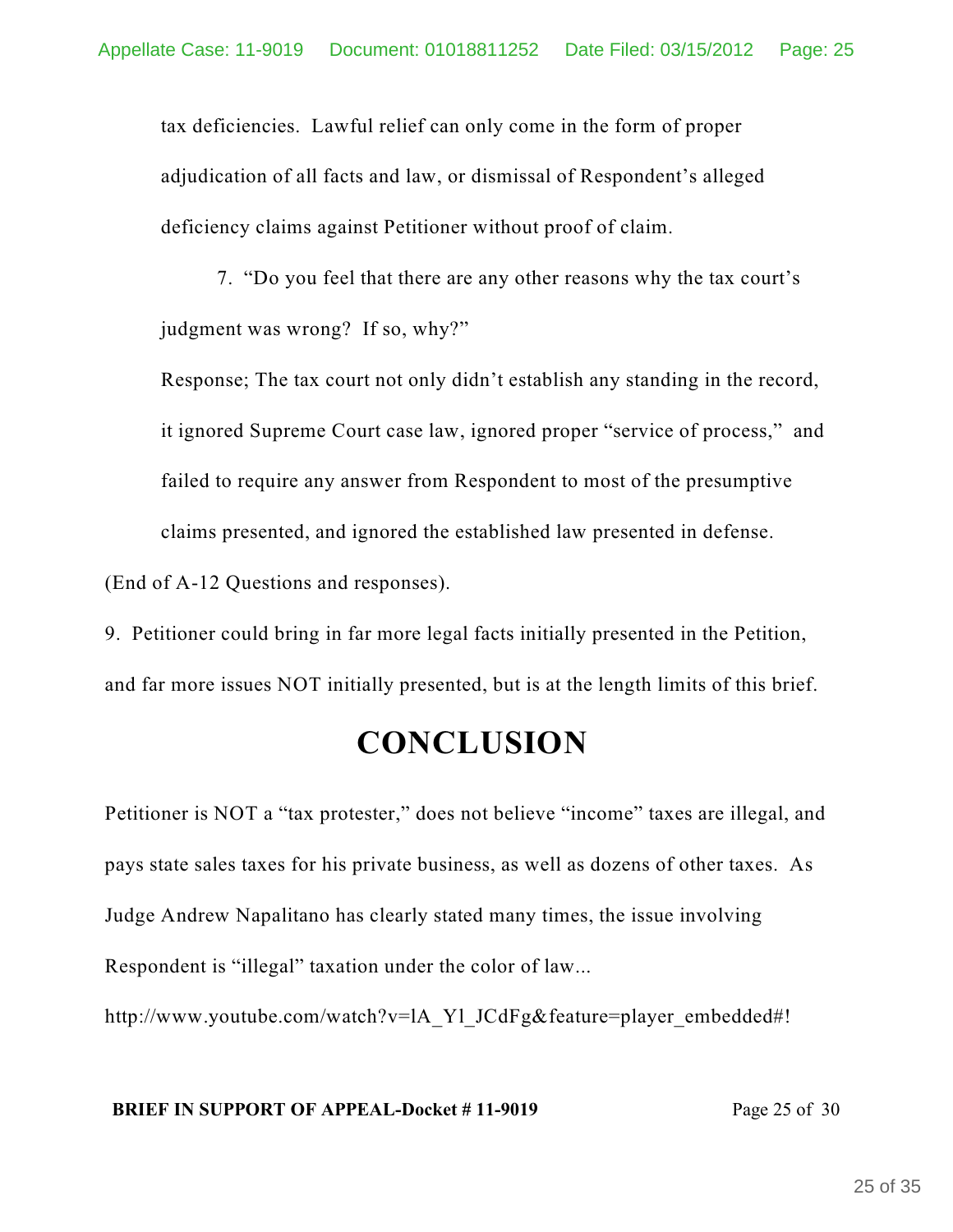tax deficiencies. Lawful relief can only come in the form of proper adjudication of all facts and law, or dismissal of Respondent's alleged deficiency claims against Petitioner without proof of claim.

7. "Do you feel that there are any other reasons why the tax court's judgment was wrong? If so, why?"

Response; The tax court not only didn't establish any standing in the record, it ignored Supreme Court case law, ignored proper "service of process," and failed to require any answer from Respondent to most of the presumptive claims presented, and ignored the established law presented in defense.

(End of A-12 Questions and responses).

9. Petitioner could bring in far more legal facts initially presented in the Petition, and far more issues NOT initially presented, but is at the length limits of this brief.

# CONCLUSION

Petitioner is NOT a "tax protester," does not believe "income" taxes are illegal, and pays state sales taxes for his private business, as well as dozens of other taxes. As Judge Andrew Napalitano has clearly stated many times, the issue involving Respondent is "illegal" taxation under the color of law...

http://www.youtube.com/watch?v=lA_Y1_JCdFg&feature=player_embedded#!

**BRIEF IN SUPPORT OF APPEAL-Docket # 11-9019** Page 25 of 30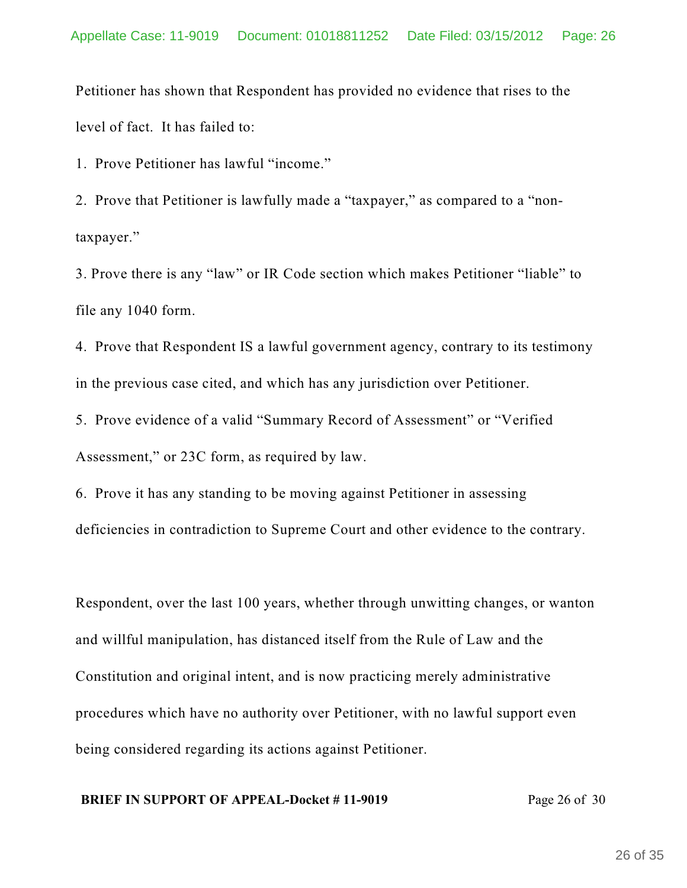Petitioner has shown that Respondent has provided no evidence that rises to the level of fact. It has failed to:

1. Prove Petitioner has lawful "income."

2. Prove that Petitioner is lawfully made a "taxpayer," as compared to a "non-taxpayer."

3. Prove there is any "law" or IR Code section which makes Petitioner "liable" to file any 1040 form.

4. Prove that Respondent IS a lawful government agency, contrary to its testimony in the previous case cited, and which has any jurisdiction over Petitioner.

5. Prove evidence of a valid "Summary Record of Assessment" or "Verified Assessment," or 23C form, as required by law.

6. Prove it has any standing to be moving against Petitioner in assessing deficiencies in contradiction to Supreme Court and other evidence to the contrary.

Respondent, over the last 100 years, whether through unwitting changes, or wanton and willful manipulation, has distanced itself from the Rule of Law and the Constitution and original intent, and is now practicing merely administrative procedures which have no authority over Petitioner, with no lawful support even being considered regarding its actions against Petitioner.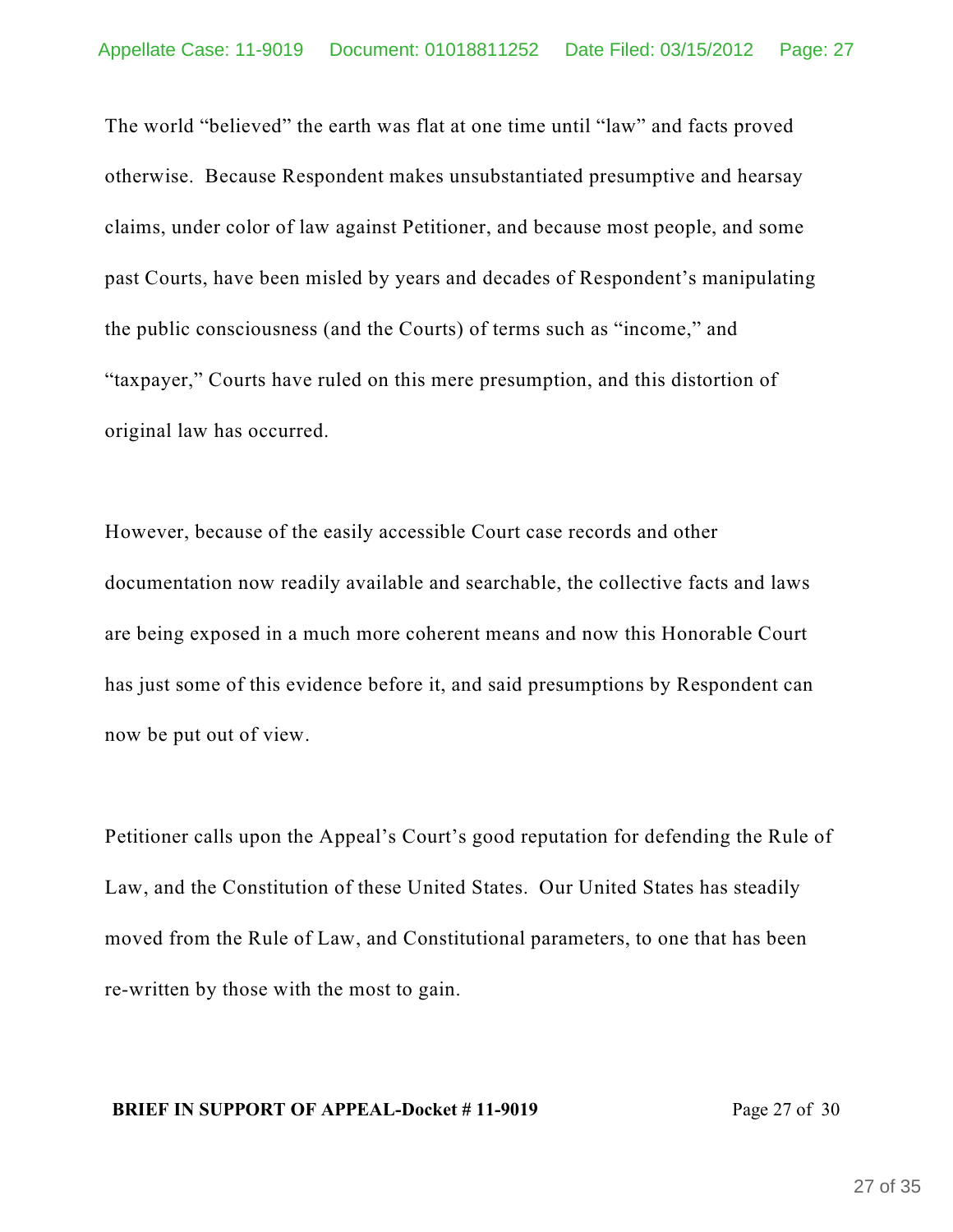The world “believed” the earth was flat at one time until “law” and facts proved otherwise. Because Respondent makes unsubstantiated presumptive and hearsay claims, under color of law against Petitioner, and because most people, and some past Courts, have been misled by years and decades of Respondent’s manipulating the public consciousness (and the Courts) of terms such as “income,” and “taxpayer,” Courts have ruled on this mere presumption, and this distortion of original law has occurred.

However, because of the easily accessible Court case records and other documentation now readily available and searchable, the collective facts and laws are being exposed in a much more coherent means and now this Honorable Court has just some of this evidence before it, and said presumptions by Respondent can now be put out of view.

Petitioner calls upon the Appeal’s Court’s good reputation for defending the Rule of Law, and the Constitution of these United States. Our United States has steadily moved from the Rule of Law, and Constitutional parameters, to one that has been re-written by those with the most to gain.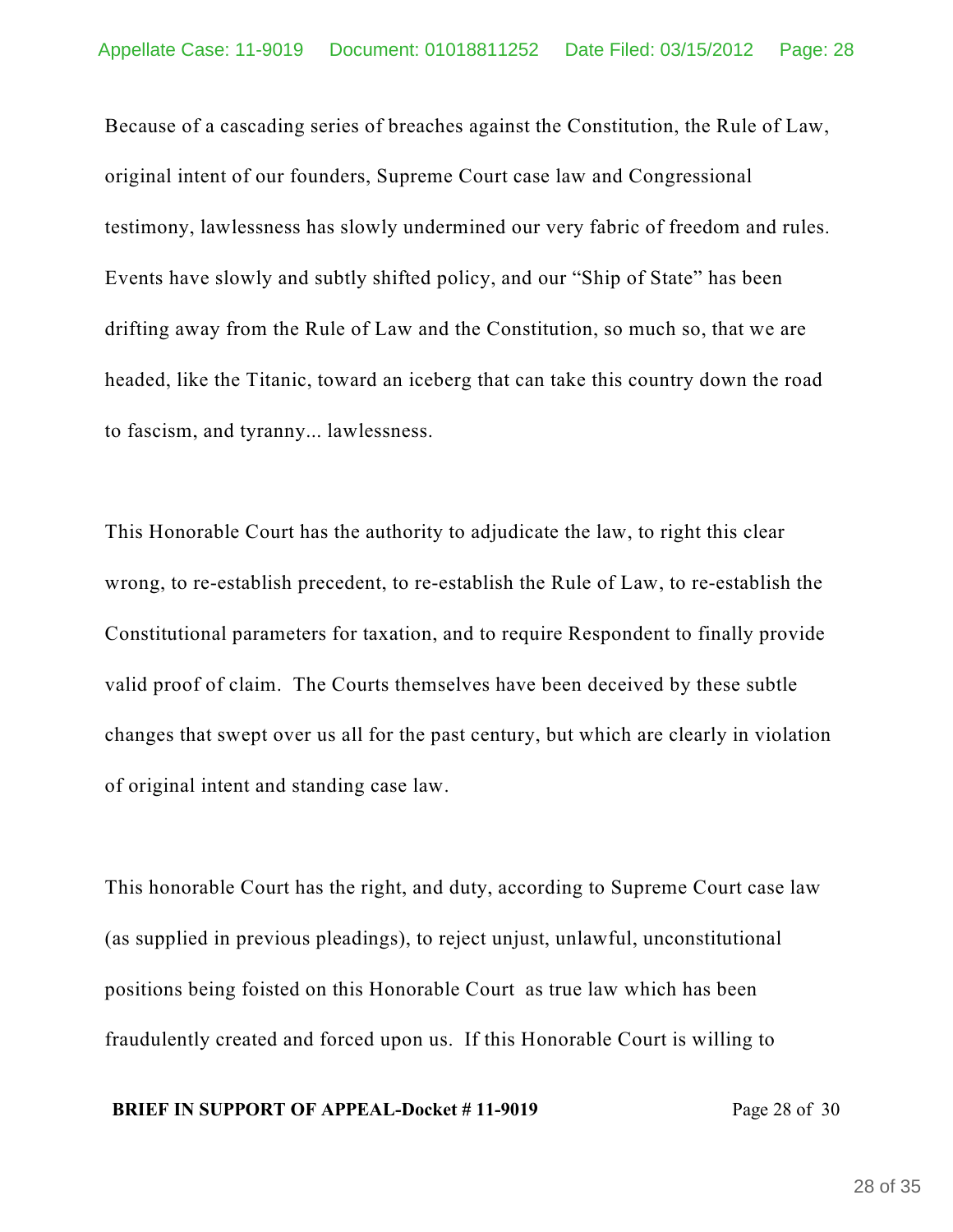Because of a cascading series of breaches against the Constitution, the Rule of Law, original intent of our founders, Supreme Court case law and Congressional testimony, lawlessness has slowly undermined our very fabric of freedom and rules. Events have slowly and subtly shifted policy, and our "Ship of State" has been drifting away from the Rule of Law and the Constitution, so much so, that we are headed, like the Titanic, toward an iceberg that can take this country down the road to fascism, and tyranny... lawlessness.

This Honorable Court has the authority to adjudicate the law, to right this clear wrong, to re-establish precedent, to re-establish the Rule of Law, to re-establish the Constitutional parameters for taxation, and to require Respondent to finally provide valid proof of claim. The Courts themselves have been deceived by these subtle changes that swept over us all for the past century, but which are clearly in violation of original intent and standing case law.

This honorable Court has the right, and duty, according to Supreme Court case law (as supplied in previous pleadings), to reject unjust, unlawful, unconstitutional positions being foisted on this Honorable Court as true law which has been fraudulently created and forced upon us. If this Honorable Court is willing to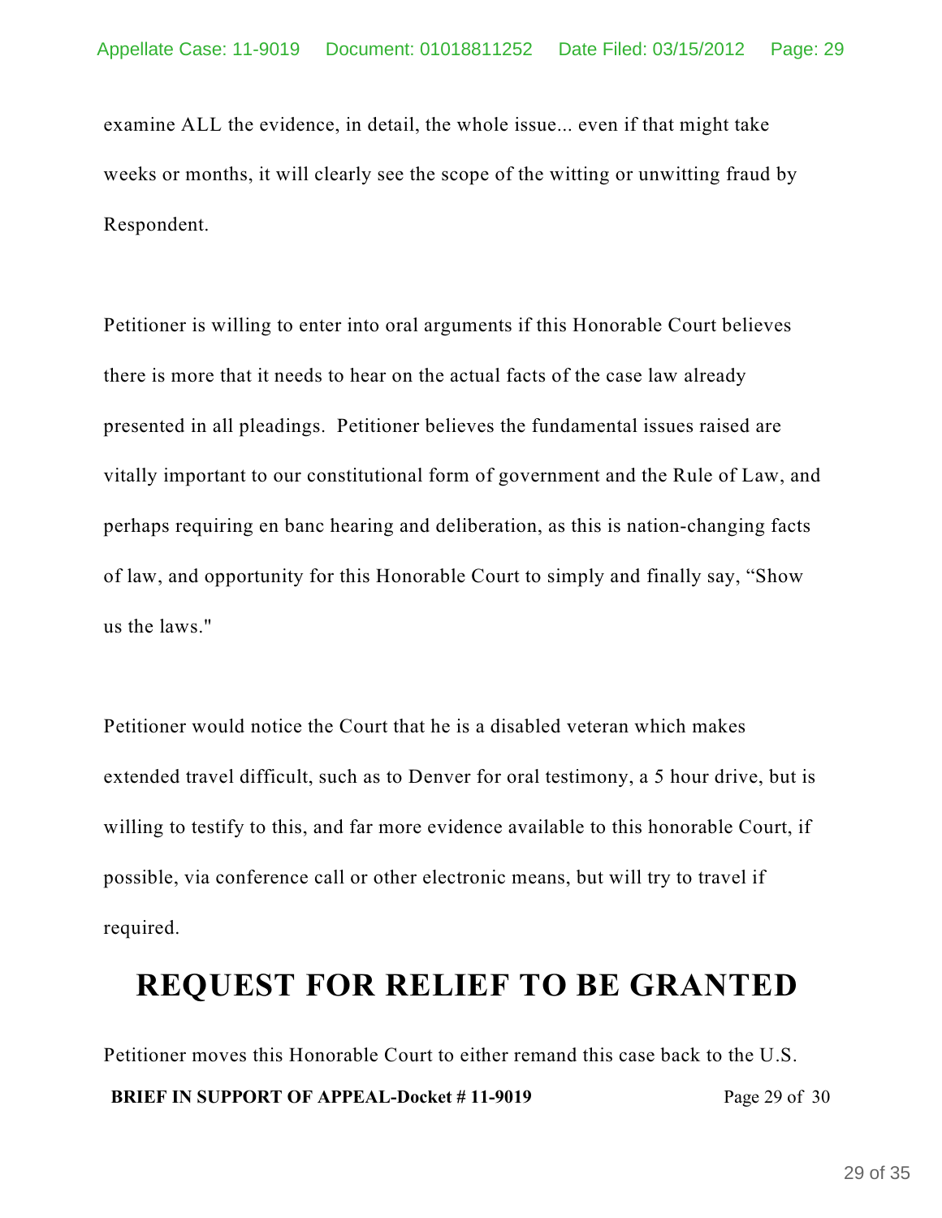examine ALL the evidence, in detail, the whole issue... even if that might take weeks or months, it will clearly see the scope of the witting or unwitting fraud by Respondent.

Petitioner is willing to enter into oral arguments if this Honorable Court believes there is more that it needs to hear on the actual facts of the case law already presented in all pleadings. Petitioner believes the fundamental issues raised are vitally important to our constitutional form of government and the Rule of Law, and perhaps requiring en banc hearing and deliberation, as this is nation-changing facts of law, and opportunity for this Honorable Court to simply and finally say, "Show us the laws."

Petitioner would notice the Court that he is a disabled veteran which makes extended travel difficult, such as to Denver for oral testimony, a 5 hour drive, but is willing to testify to this, and far more evidence available to this honorable Court, if possible, via conference call or other electronic means, but will try to travel if required.

# REQUEST FOR RELIEF TO BE GRANTED

Petitioner moves this Honorable Court to either remand this case back to the U.S.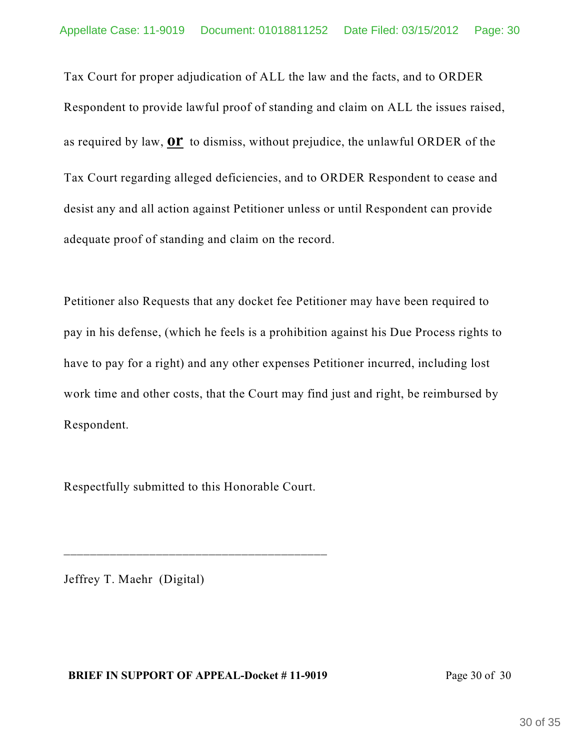Tax Court for proper adjudication of ALL the law and the facts, and to ORDER Respondent to provide lawful proof of standing and claim on ALL the issues raised, as required by law, **or** to dismiss, without prejudice, the unlawful ORDER of the Tax Court regarding alleged deficiencies, and to ORDER Respondent to cease and desist any and all action against Petitioner unless or until Respondent can provide adequate proof of standing and claim on the record.

Petitioner also Requests that any docket fee Petitioner may have been required to pay in his defense, (which he feels is a prohibition against his Due Process rights to have to pay for a right) and any other expenses Petitioner incurred, including lost work time and other costs, that the Court may find just and right, be reimbursed by Respondent.

Respectfully submitted to this Honorable Court.

\_\_\_\_\_\_\_\_\_\_\_\_\_\_\_\_\_\_\_\_\_\_\_\_\_\_\_\_\_\_\_\_\_\_\_\_\_\_\_\_\_

Jeffrey T. Maehr (Digital)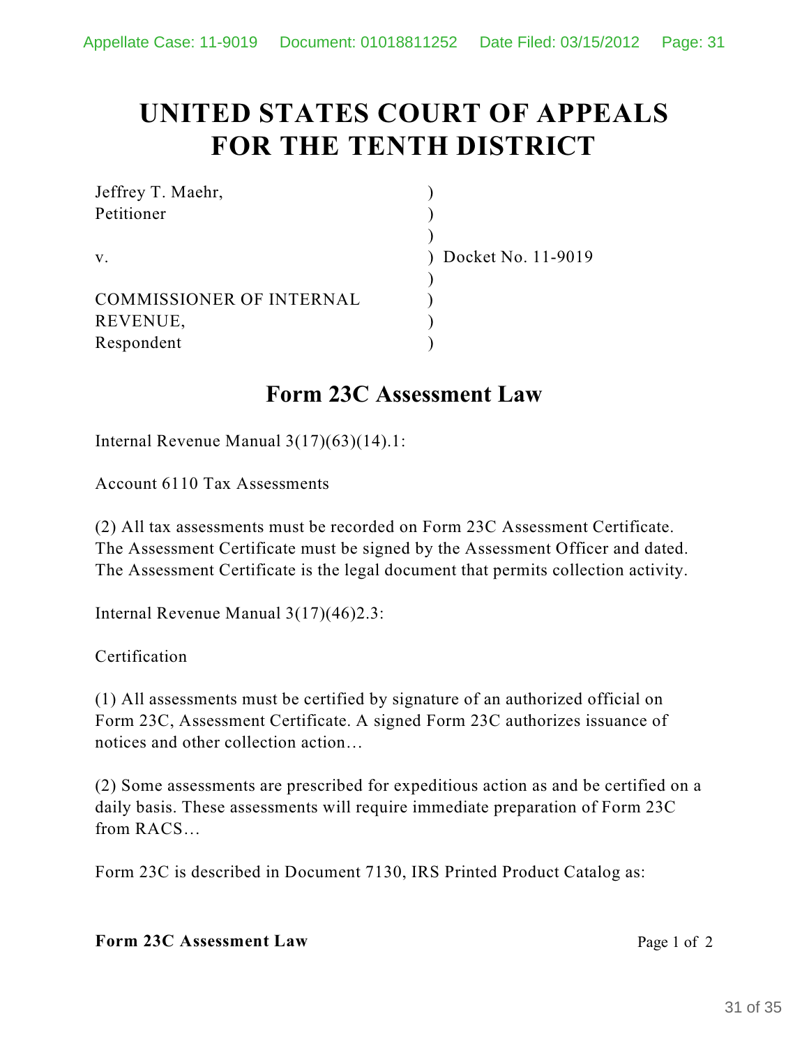# UNITED STATES COURT OF APPEALS
# FOR THE TENTH DISTRICT

| | |
|---|---|
| Jeffrey T. Maehr, | ) |
| Petitioner | ) |
| | ) |
| v. | ) Docket No. 11-9019 |
| | ) |
| COMMISSIONER OF INTERNAL | ) |
| REVENUE, | ) |
| Respondent | ) |

## Form 23C Assessment Law

Internal Revenue Manual 3(17)(63)(14).1:

Account 6110 Tax Assessments

(2) All tax assessments must be recorded on Form 23C Assessment Certificate. The Assessment Certificate must be signed by the Assessment Officer and dated. The Assessment Certificate is the legal document that permits collection activity.

Internal Revenue Manual 3(17)(46)2.3:

Certification

(1) All assessments must be certified by signature of an authorized official on Form 23C, Assessment Certificate. A signed Form 23C authorizes issuance of notices and other collection action…

(2) Some assessments are prescribed for expeditious action as and be certified on a daily basis. These assessments will require immediate preparation of Form 23C from RACS…

Form 23C is described in Document 7130, IRS Printed Product Catalog as: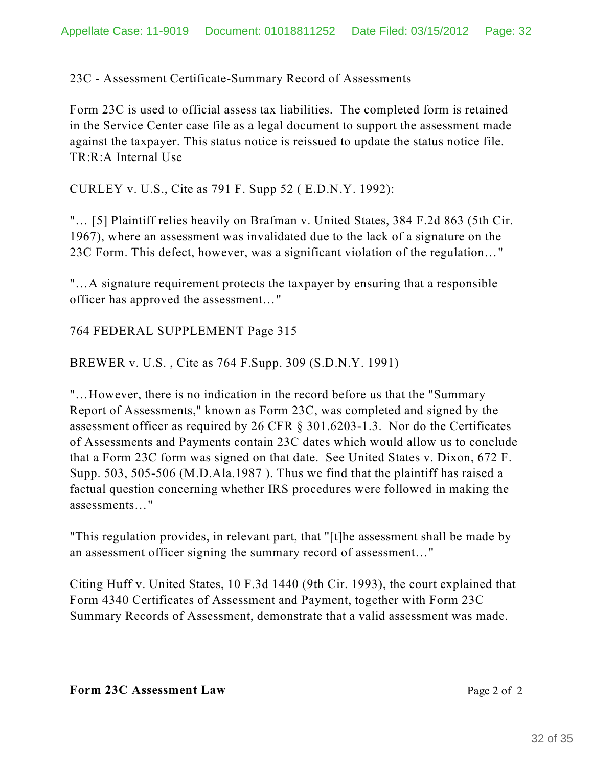23C - Assessment Certificate-Summary Record of Assessments

Form 23C is used to official assess tax liabilities. The completed form is retained in the Service Center case file as a legal document to support the assessment made against the taxpayer. This status notice is reissued to update the status notice file. TR:R:A Internal Use

CURLEY v. U.S., Cite as 791 F. Supp 52 ( E.D.N.Y. 1992):

"… [5] Plaintiff relies heavily on Brafman v. United States, 384 F.2d 863 (5th Cir. 1967), where an assessment was invalidated due to the lack of a signature on the 23C Form. This defect, however, was a significant violation of the regulation…"

"…A signature requirement protects the taxpayer by ensuring that a responsible officer has approved the assessment…"

764 FEDERAL SUPPLEMENT Page 315

BREWER v. U.S. , Cite as 764 F.Supp. 309 (S.D.N.Y. 1991)

"…However, there is no indication in the record before us that the "Summary Report of Assessments," known as Form 23C, was completed and signed by the assessment officer as required by 26 CFR § 301.6203-1.3. Nor do the Certificates of Assessments and Payments contain 23C dates which would allow us to conclude that a Form 23C form was signed on that date. See United States v. Dixon, 672 F. Supp. 503, 505-506 (M.D.Ala.1987 ). Thus we find that the plaintiff has raised a factual question concerning whether IRS procedures were followed in making the assessments…"

"This regulation provides, in relevant part, that "[t]he assessment shall be made by an assessment officer signing the summary record of assessment…"

Citing Huff v. United States, 10 F.3d 1440 (9th Cir. 1993), the court explained that Form 4340 Certificates of Assessment and Payment, together with Form 23C Summary Records of Assessment, demonstrate that a valid assessment was made.

**Form 23C Assessment Law** Page 2 of 2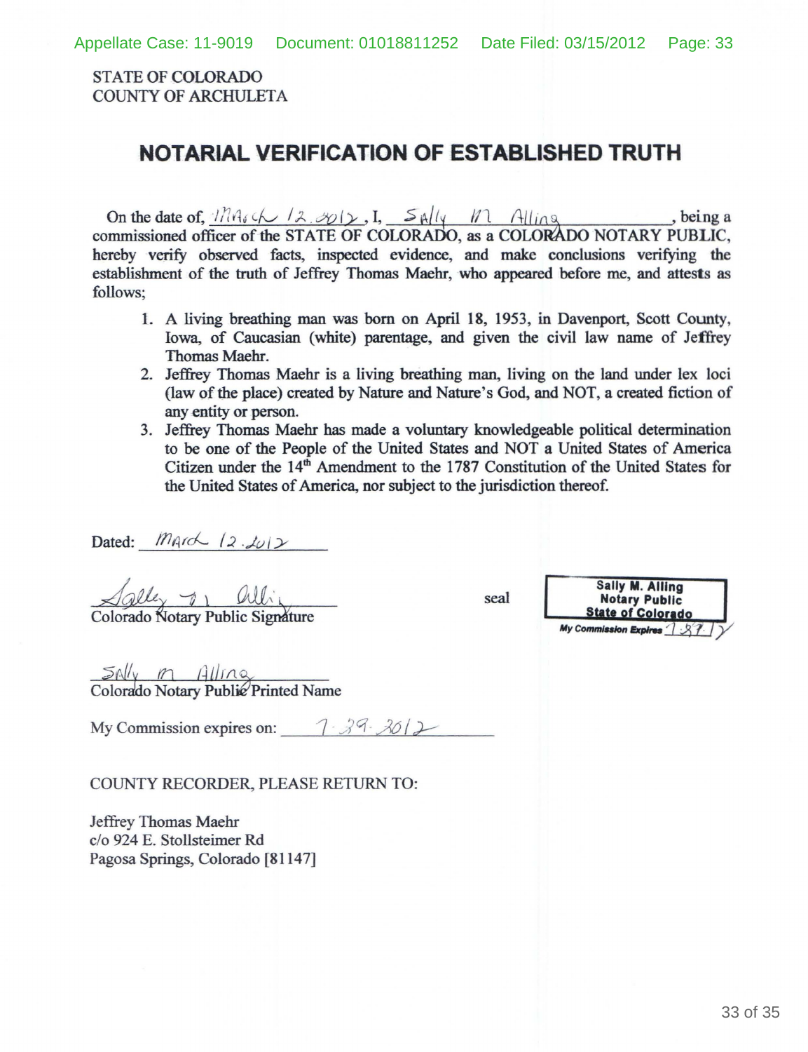STATE OF COLORADO
COUNTY OF ARCHULETA

# NOTARIAL VERIFICATION OF ESTABLISHED TRUTH

On the date of, March 12, 2012, I, Sally M Alling, being a commissioned officer of the STATE OF COLORADO, as a COLORADO NOTARY PUBLIC, hereby verify observed facts, inspected evidence, and make conclusions verifying the establishment of the truth of Jeffrey Thomas Maehr, who appeared before me, and attests as follows;

1. A living breathing man was born on April 18, 1953, in Davenport, Scott County, Iowa, of Caucasian (white) parentage, and given the civil law name of Jeffrey Thomas Maehr.
2. Jeffrey Thomas Maehr is a living breathing man, living on the land under lex loci (law of the place) created by Nature and Nature's God, and NOT, a created fiction of any entity or person.
3. Jeffrey Thomas Maehr has made a voluntary knowledgeable political determination to be one of the People of the United States and NOT a United States of America Citizen under the 14th Amendment to the 1787 Constitution of the United States for the United States of America, nor subject to the jurisdiction thereof.

Dated: March 12, 2012

Sally M Alling
Colorado Notary Public Signature

seal

Sally M. Alling
Notary Public
State of Colorado
My Commission Expires 7-29-12

Sally M Alling
Colorado Notary Public Printed Name

My Commission expires on: 7-29-2012

COUNTY RECORDER, PLEASE RETURN TO:

Jeffrey Thomas Maehr
c/o 924 E. Stollsteimer Rd
Pagosa Springs, Colorado [81147]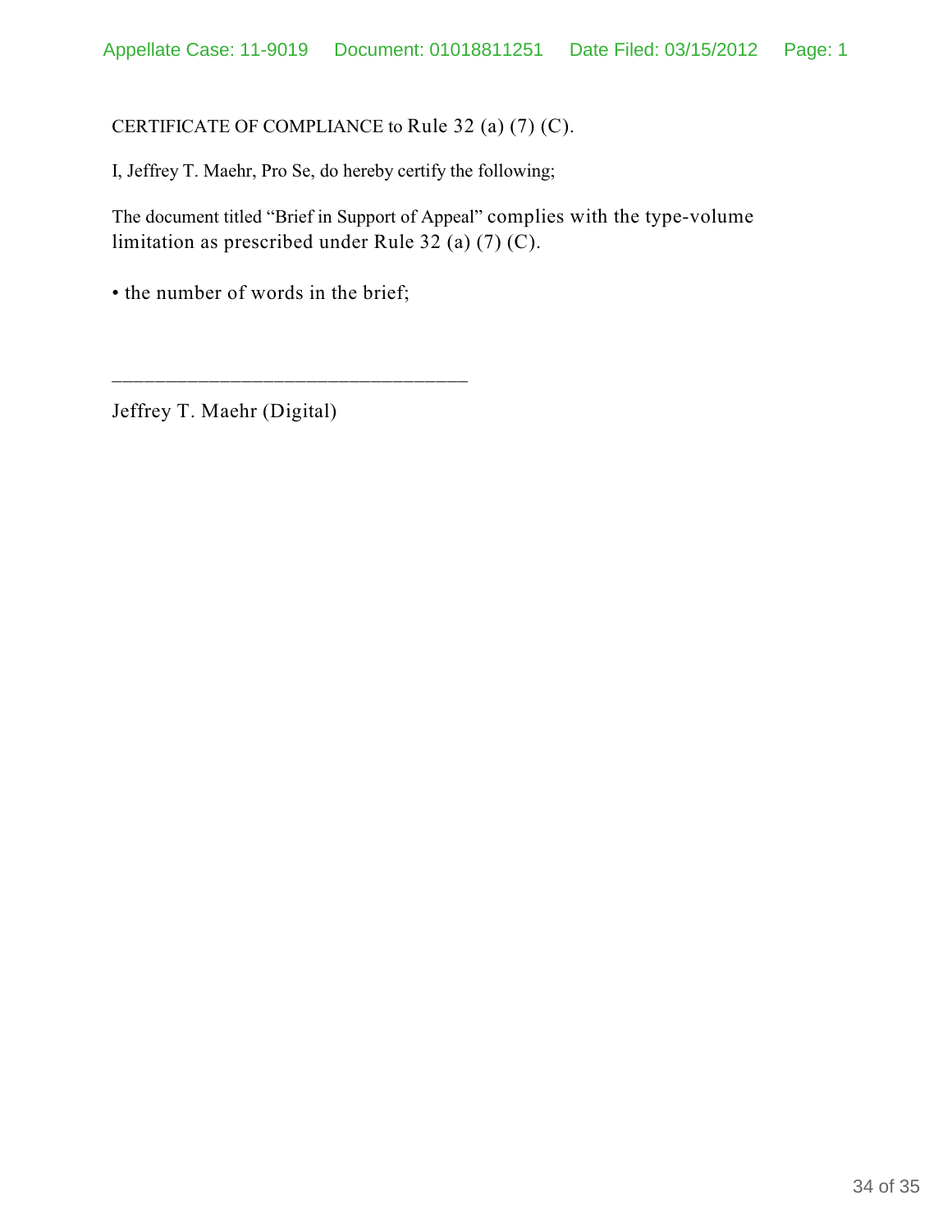CERTIFICATE OF COMPLIANCE to Rule 32 (a) (7) (C).

I, Jeffrey T. Maehr, Pro Se, do hereby certify the following;

The document titled “Brief in Support of Appeal” complies with the type-volume limitation as prescribed under Rule 32 (a) (7) (C).

• the number of words in the brief;

___________________________________

Jeffrey T. Maehr (Digital)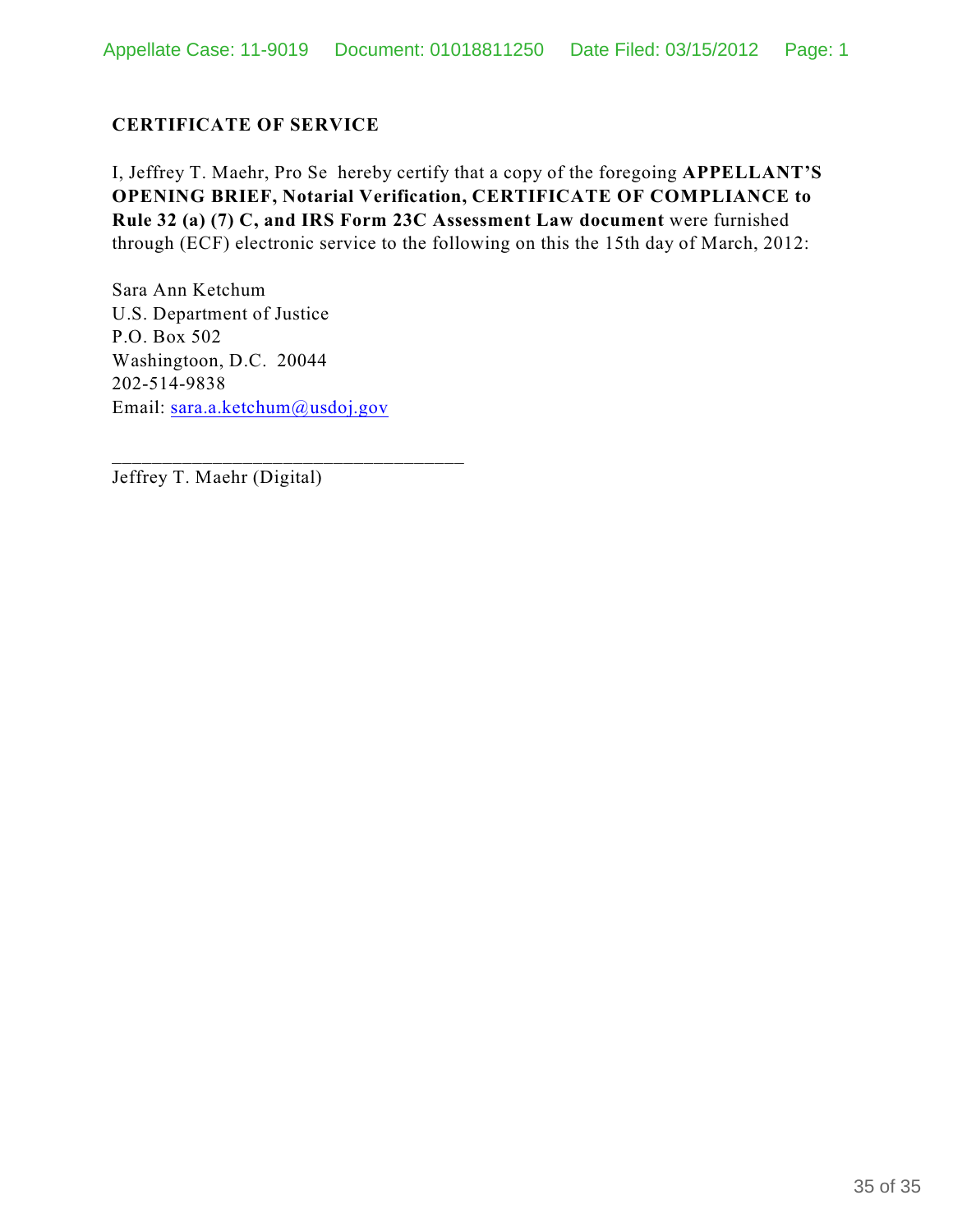**CERTIFICATE OF SERVICE**

I, Jeffrey T. Maehr, Pro Se hereby certify that a copy of the foregoing **APPELLANT'S OPENING BRIEF, Notarial Verification, CERTIFICATE OF COMPLIANCE to Rule 32 (a) (7) C, and IRS Form 23C Assessment Law document** were furnished through (ECF) electronic service to the following on this the 15th day of March, 2012:

Sara Ann Ketchum
U.S. Department of Justice
P.O. Box 502
Washingtoon, D.C. 20044
202-514-9838
Email: sara.a.ketchum@usdoj.gov

___________________________________
Jeffrey T. Maehr (Digital)